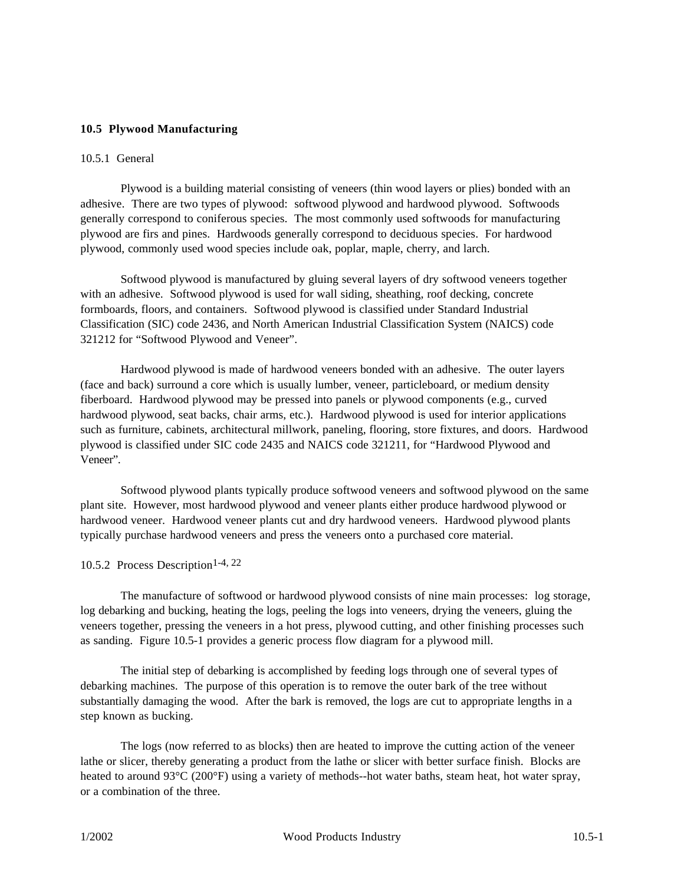## 10.5 Plywood Manufacturing

### 10.5.1 General

Plywood is a building material consisting of veneers (thin wood layers or plies) bonded with an adhesive. There are two types of plywood: softwood plywood and hardwood plywood. Softwoods generally correspond to coniferous species. The most commonly used softwoods for manufacturing plywood are firs and pines. Hardwoods generally correspond to deciduous species. For hardwood plywood, commonly used wood species include oak, poplar, maple, cherry, and larch.

Softwood plywood is manufactured by gluing several layers of dry softwood veneers together with an adhesive. Softwood plywood is used for wall siding, sheathing, roof decking, concrete formboards, floors, and containers. Softwood plywood is classified under Standard Industrial Classification (SIC) code 2436, and North American Industrial Classification System (NAICS) code 321212 for "Softwood Plywood and Veneer".

Hardwood plywood is made of hardwood veneers bonded with an adhesive. The outer layers (face and back) surround a core which is usually lumber, veneer, particleboard, or medium density fiberboard. Hardwood plywood may be pressed into panels or plywood components (e.g., curved hardwood plywood, seat backs, chair arms, etc.). Hardwood plywood is used for interior applications such as furniture, cabinets, architectural millwork, paneling, flooring, store fixtures, and doors. Hardwood plywood is classified under SIC code 2435 and NAICS code 321211, for "Hardwood Plywood and Veneer".

Softwood plywood plants typically produce softwood veneers and softwood plywood on the same plant site. However, most hardwood plywood and veneer plants either produce hardwood plywood or hardwood veneer. Hardwood veneer plants cut and dry hardwood veneers. Hardwood plywood plants typically purchase hardwood veneers and press the veneers onto a purchased core material.

### 10.5.2 Process Description[1-4, 22]

The manufacture of softwood or hardwood plywood consists of nine main processes: log storage, log debarking and bucking, heating the logs, peeling the logs into veneers, drying the veneers, gluing the veneers together, pressing the veneers in a hot press, plywood cutting, and other finishing processes such as sanding. Figure 10.5-1 provides a generic process flow diagram for a plywood mill.

The initial step of debarking is accomplished by feeding logs through one of several types of debarking machines. The purpose of this operation is to remove the outer bark of the tree without substantially damaging the wood. After the bark is removed, the logs are cut to appropriate lengths in a step known as bucking.

The logs (now referred to as blocks) then are heated to improve the cutting action of the veneer lathe or slicer, thereby generating a product from the lathe or slicer with better surface finish. Blocks are heated to around 93°C (200°F) using a variety of methods--hot water baths, steam heat, hot water spray, or a combination of the three.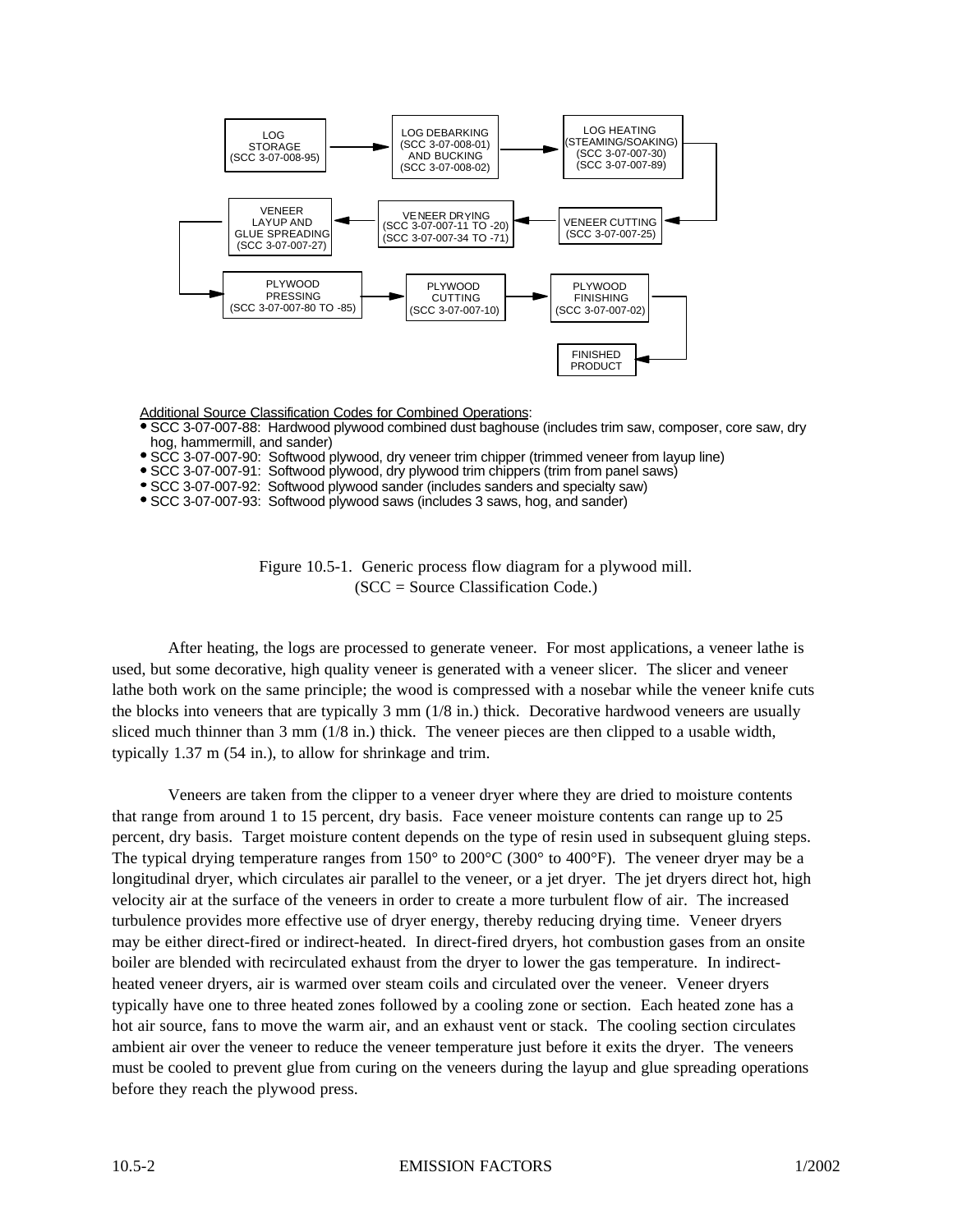LOG STORAGE (SCC 3-07-008-95) → LOG DEBARKING (SCC 3-07-008-01) AND BUCKING (SCC 3-07-008-02) → LOG HEATING (STEAMING/SOAKING) (SCC 3-07-007-30) (SCC 3-07-007-89) → VENEER CUTTING (SCC 3-07-007-25) → VENEER DRYING (SCC 3-07-007-11 TO -20) (SCC 3-07-007-34 TO -71) → VENEER LAYUP AND GLUE SPREADING (SCC 3-07-007-27) → PLYWOOD PRESSING (SCC 3-07-007-80 TO -85) → PLYWOOD CUTTING (SCC 3-07-007-10) → PLYWOOD FINISHING (SCC 3-07-007-02) → FINISHED PRODUCT

Additional Source Classification Codes for Combined Operations:

- SCC 3-07-007-88: Hardwood plywood combined dust baghouse (includes trim saw, composer, core saw, dry hog, hammermill, and sander)
- SCC 3-07-007-90: Softwood plywood, dry veneer trim chipper (trimmed veneer from layup line)
- SCC 3-07-007-91: Softwood plywood, dry plywood trim chippers (trim from panel saws)
- SCC 3-07-007-92: Softwood plywood sander (includes sanders and specialty saw)
- SCC 3-07-007-93: Softwood plywood saws (includes 3 saws, hog, and sander)

Figure 10.5-1. Generic process flow diagram for a plywood mill. (SCC = Source Classification Code.)

After heating, the logs are processed to generate veneer. For most applications, a veneer lathe is used, but some decorative, high quality veneer is generated with a veneer slicer. The slicer and veneer lathe both work on the same principle; the wood is compressed with a nosebar while the veneer knife cuts the blocks into veneers that are typically 3 mm (1/8 in.) thick. Decorative hardwood veneers are usually sliced much thinner than 3 mm (1/8 in.) thick. The veneer pieces are then clipped to a usable width, typically 1.37 m (54 in.), to allow for shrinkage and trim.

Veneers are taken from the clipper to a veneer dryer where they are dried to moisture contents that range from around 1 to 15 percent, dry basis. Face veneer moisture contents can range up to 25 percent, dry basis. Target moisture content depends on the type of resin used in subsequent gluing steps. The typical drying temperature ranges from 150° to 200°C (300° to 400°F). The veneer dryer may be a longitudinal dryer, which circulates air parallel to the veneer, or a jet dryer. The jet dryers direct hot, high velocity air at the surface of the veneers in order to create a more turbulent flow of air. The increased turbulence provides more effective use of dryer energy, thereby reducing drying time. Veneer dryers may be either direct-fired or indirect-heated. In direct-fired dryers, hot combustion gases from an onsite boiler are blended with recirculated exhaust from the dryer to lower the gas temperature. In indirect-heated veneer dryers, air is warmed over steam coils and circulated over the veneer. Veneer dryers typically have one to three heated zones followed by a cooling zone or section. Each heated zone has a hot air source, fans to move the warm air, and an exhaust vent or stack. The cooling section circulates ambient air over the veneer to reduce the veneer temperature just before it exits the dryer. The veneers must be cooled to prevent glue from curing on the veneers during the layup and glue spreading operations before they reach the plywood press.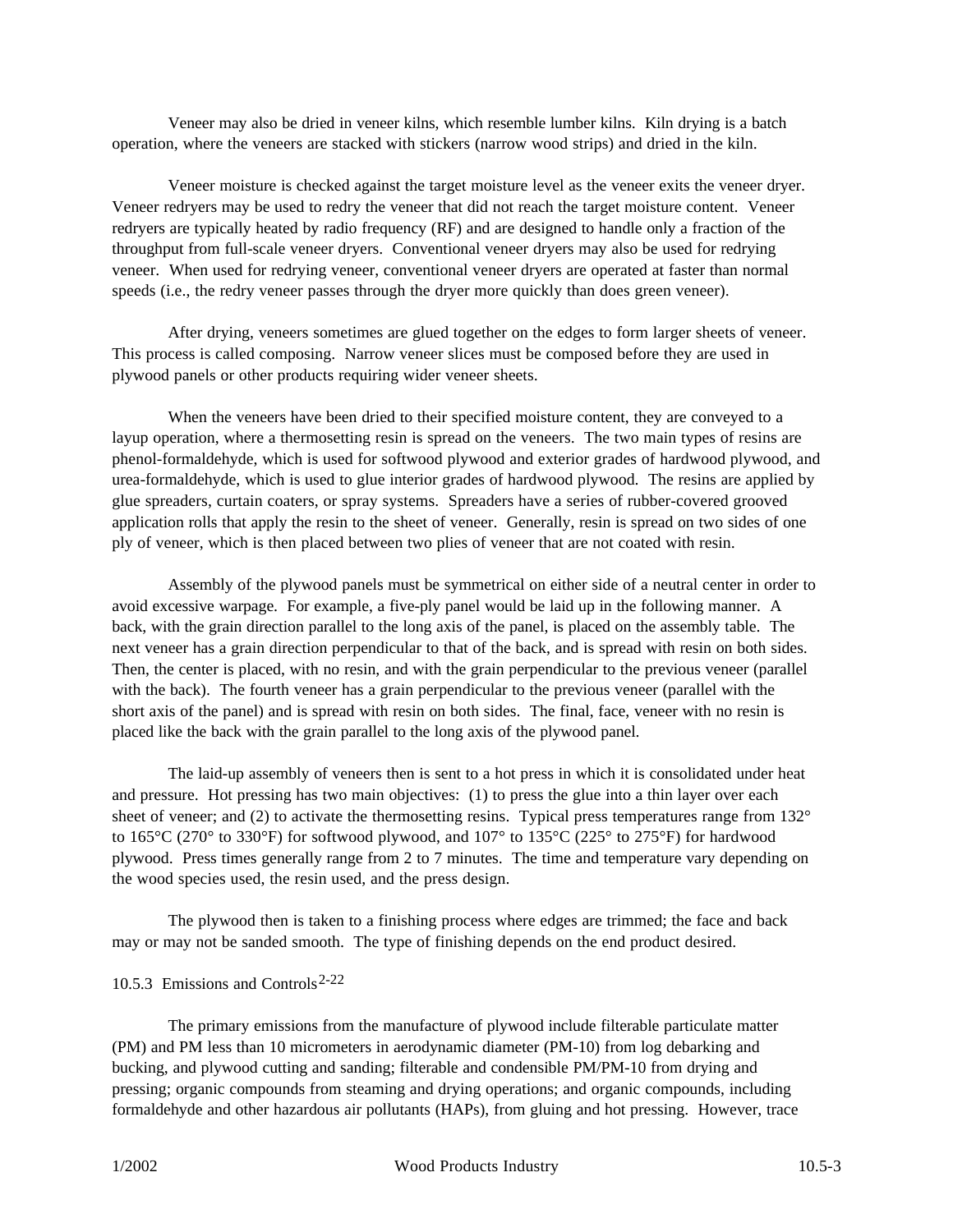Veneer may also be dried in veneer kilns, which resemble lumber kilns. Kiln drying is a batch operation, where the veneers are stacked with stickers (narrow wood strips) and dried in the kiln.

Veneer moisture is checked against the target moisture level as the veneer exits the veneer dryer. Veneer redryers may be used to redry the veneer that did not reach the target moisture content. Veneer redryers are typically heated by radio frequency (RF) and are designed to handle only a fraction of the throughput from full-scale veneer dryers. Conventional veneer dryers may also be used for redrying veneer. When used for redrying veneer, conventional veneer dryers are operated at faster than normal speeds (i.e., the redry veneer passes through the dryer more quickly than does green veneer).

After drying, veneers sometimes are glued together on the edges to form larger sheets of veneer. This process is called composing. Narrow veneer slices must be composed before they are used in plywood panels or other products requiring wider veneer sheets.

When the veneers have been dried to their specified moisture content, they are conveyed to a layup operation, where a thermosetting resin is spread on the veneers. The two main types of resins are phenol-formaldehyde, which is used for softwood plywood and exterior grades of hardwood plywood, and urea-formaldehyde, which is used to glue interior grades of hardwood plywood. The resins are applied by glue spreaders, curtain coaters, or spray systems. Spreaders have a series of rubber-covered grooved application rolls that apply the resin to the sheet of veneer. Generally, resin is spread on two sides of one ply of veneer, which is then placed between two plies of veneer that are not coated with resin.

Assembly of the plywood panels must be symmetrical on either side of a neutral center in order to avoid excessive warpage. For example, a five-ply panel would be laid up in the following manner. A back, with the grain direction parallel to the long axis of the panel, is placed on the assembly table. The next veneer has a grain direction perpendicular to that of the back, and is spread with resin on both sides. Then, the center is placed, with no resin, and with the grain perpendicular to the previous veneer (parallel with the back). The fourth veneer has a grain perpendicular to the previous veneer (parallel with the short axis of the panel) and is spread with resin on both sides. The final, face, veneer with no resin is placed like the back with the grain parallel to the long axis of the plywood panel.

The laid-up assembly of veneers then is sent to a hot press in which it is consolidated under heat and pressure. Hot pressing has two main objectives: (1) to press the glue into a thin layer over each sheet of veneer; and (2) to activate the thermosetting resins. Typical press temperatures range from 132° to 165°C (270° to 330°F) for softwood plywood, and 107° to 135°C (225° to 275°F) for hardwood plywood. Press times generally range from 2 to 7 minutes. The time and temperature vary depending on the wood species used, the resin used, and the press design.

The plywood then is taken to a finishing process where edges are trimmed; the face and back may or may not be sanded smooth. The type of finishing depends on the end product desired.

### 10.5.3 Emissions and Controls[2-22]

The primary emissions from the manufacture of plywood include filterable particulate matter (PM) and PM less than 10 micrometers in aerodynamic diameter (PM-10) from log debarking and bucking, and plywood cutting and sanding; filterable and condensible PM/PM-10 from drying and pressing; organic compounds from steaming and drying operations; and organic compounds, including formaldehyde and other hazardous air pollutants (HAPs), from gluing and hot pressing. However, trace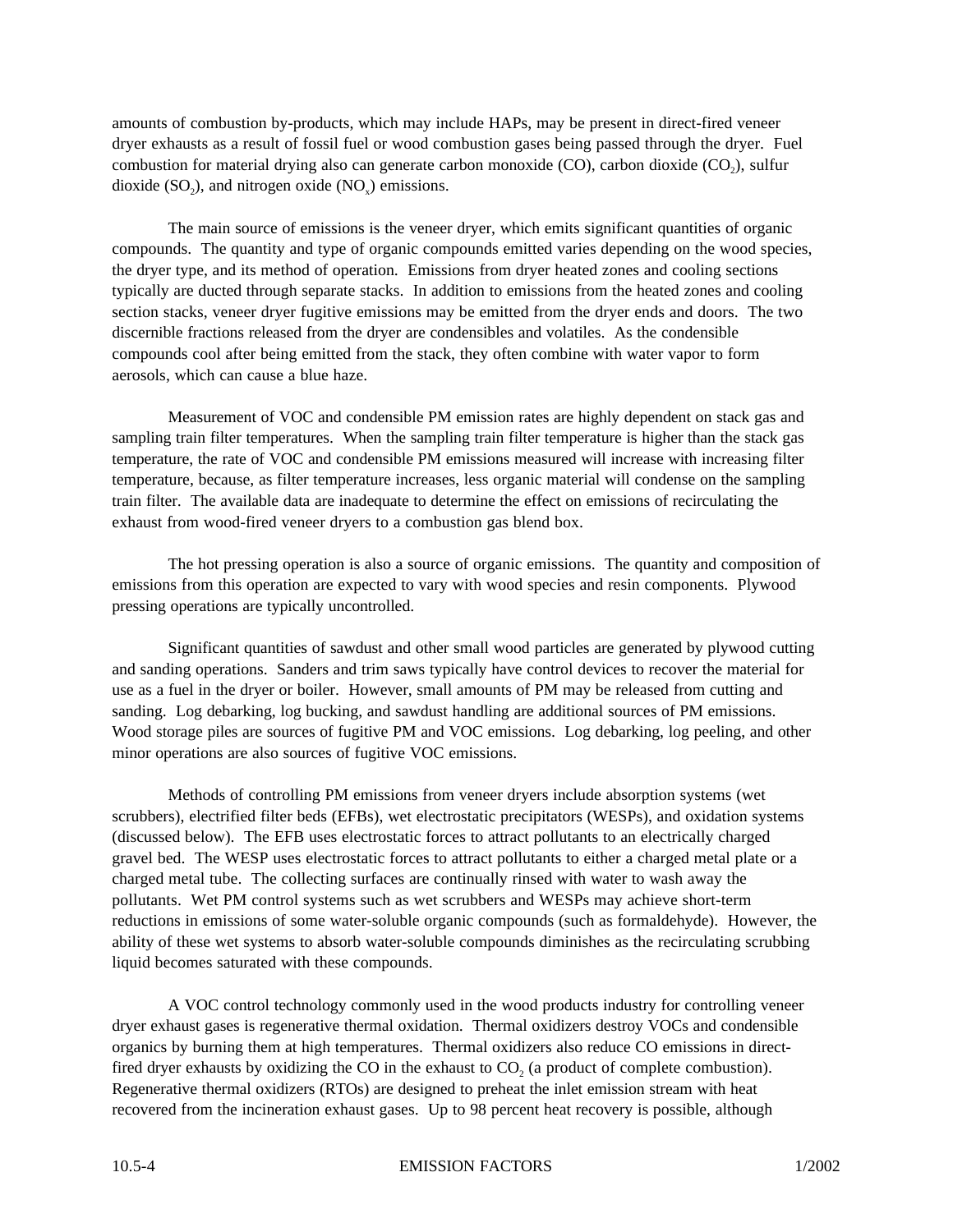amounts of combustion by-products, which may include HAPs, may be present in direct-fired veneer dryer exhausts as a result of fossil fuel or wood combustion gases being passed through the dryer. Fuel combustion for material drying also can generate carbon monoxide (CO), carbon dioxide ($CO_2$), sulfur dioxide ($SO_2$), and nitrogen oxide ($NO_x$) emissions.

The main source of emissions is the veneer dryer, which emits significant quantities of organic compounds. The quantity and type of organic compounds emitted varies depending on the wood species, the dryer type, and its method of operation. Emissions from dryer heated zones and cooling sections typically are ducted through separate stacks. In addition to emissions from the heated zones and cooling section stacks, veneer dryer fugitive emissions may be emitted from the dryer ends and doors. The two discernible fractions released from the dryer are condensibles and volatiles. As the condensible compounds cool after being emitted from the stack, they often combine with water vapor to form aerosols, which can cause a blue haze.

Measurement of VOC and condensible PM emission rates are highly dependent on stack gas and sampling train filter temperatures. When the sampling train filter temperature is higher than the stack gas temperature, the rate of VOC and condensible PM emissions measured will increase with increasing filter temperature, because, as filter temperature increases, less organic material will condense on the sampling train filter. The available data are inadequate to determine the effect on emissions of recirculating the exhaust from wood-fired veneer dryers to a combustion gas blend box.

The hot pressing operation is also a source of organic emissions. The quantity and composition of emissions from this operation are expected to vary with wood species and resin components. Plywood pressing operations are typically uncontrolled.

Significant quantities of sawdust and other small wood particles are generated by plywood cutting and sanding operations. Sanders and trim saws typically have control devices to recover the material for use as a fuel in the dryer or boiler. However, small amounts of PM may be released from cutting and sanding. Log debarking, log bucking, and sawdust handling are additional sources of PM emissions. Wood storage piles are sources of fugitive PM and VOC emissions. Log debarking, log peeling, and other minor operations are also sources of fugitive VOC emissions.

Methods of controlling PM emissions from veneer dryers include absorption systems (wet scrubbers), electrified filter beds (EFBs), wet electrostatic precipitators (WESPs), and oxidation systems (discussed below). The EFB uses electrostatic forces to attract pollutants to an electrically charged gravel bed. The WESP uses electrostatic forces to attract pollutants to either a charged metal plate or a charged metal tube. The collecting surfaces are continually rinsed with water to wash away the pollutants. Wet PM control systems such as wet scrubbers and WESPs may achieve short-term reductions in emissions of some water-soluble organic compounds (such as formaldehyde). However, the ability of these wet systems to absorb water-soluble compounds diminishes as the recirculating scrubbing liquid becomes saturated with these compounds.

A VOC control technology commonly used in the wood products industry for controlling veneer dryer exhaust gases is regenerative thermal oxidation. Thermal oxidizers destroy VOCs and condensible organics by burning them at high temperatures. Thermal oxidizers also reduce CO emissions in direct-fired dryer exhausts by oxidizing the CO in the exhaust to $CO_2$ (a product of complete combustion). Regenerative thermal oxidizers (RTOs) are designed to preheat the inlet emission stream with heat recovered from the incineration exhaust gases. Up to 98 percent heat recovery is possible, although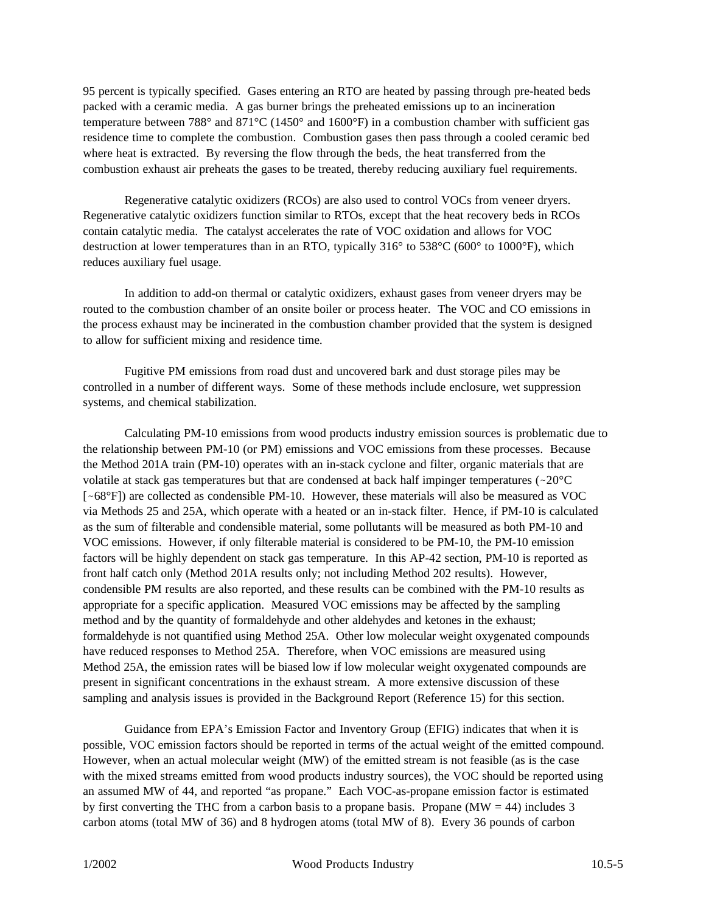95 percent is typically specified. Gases entering an RTO are heated by passing through pre-heated beds packed with a ceramic media. A gas burner brings the preheated emissions up to an incineration temperature between 788° and 871°C (1450° and 1600°F) in a combustion chamber with sufficient gas residence time to complete the combustion. Combustion gases then pass through a cooled ceramic bed where heat is extracted. By reversing the flow through the beds, the heat transferred from the combustion exhaust air preheats the gases to be treated, thereby reducing auxiliary fuel requirements.

Regenerative catalytic oxidizers (RCOs) are also used to control VOCs from veneer dryers. Regenerative catalytic oxidizers function similar to RTOs, except that the heat recovery beds in RCOs contain catalytic media. The catalyst accelerates the rate of VOC oxidation and allows for VOC destruction at lower temperatures than in an RTO, typically 316° to 538°C (600° to 1000°F), which reduces auxiliary fuel usage.

In addition to add-on thermal or catalytic oxidizers, exhaust gases from veneer dryers may be routed to the combustion chamber of an onsite boiler or process heater. The VOC and CO emissions in the process exhaust may be incinerated in the combustion chamber provided that the system is designed to allow for sufficient mixing and residence time.

Fugitive PM emissions from road dust and uncovered bark and dust storage piles may be controlled in a number of different ways. Some of these methods include enclosure, wet suppression systems, and chemical stabilization.

Calculating PM-10 emissions from wood products industry emission sources is problematic due to the relationship between PM-10 (or PM) emissions and VOC emissions from these processes. Because the Method 201A train (PM-10) operates with an in-stack cyclone and filter, organic materials that are volatile at stack gas temperatures but that are condensed at back half impinger temperatures (~20°C [~68°F]) are collected as condensible PM-10. However, these materials will also be measured as VOC via Methods 25 and 25A, which operate with a heated or an in-stack filter. Hence, if PM-10 is calculated as the sum of filterable and condensible material, some pollutants will be measured as both PM-10 and VOC emissions. However, if only filterable material is considered to be PM-10, the PM-10 emission factors will be highly dependent on stack gas temperature. In this AP-42 section, PM-10 is reported as front half catch only (Method 201A results only; not including Method 202 results). However, condensible PM results are also reported, and these results can be combined with the PM-10 results as appropriate for a specific application. Measured VOC emissions may be affected by the sampling method and by the quantity of formaldehyde and other aldehydes and ketones in the exhaust; formaldehyde is not quantified using Method 25A. Other low molecular weight oxygenated compounds have reduced responses to Method 25A. Therefore, when VOC emissions are measured using Method 25A, the emission rates will be biased low if low molecular weight oxygenated compounds are present in significant concentrations in the exhaust stream. A more extensive discussion of these sampling and analysis issues is provided in the Background Report (Reference 15) for this section.

Guidance from EPA's Emission Factor and Inventory Group (EFIG) indicates that when it is possible, VOC emission factors should be reported in terms of the actual weight of the emitted compound. However, when an actual molecular weight (MW) of the emitted stream is not feasible (as is the case with the mixed streams emitted from wood products industry sources), the VOC should be reported using an assumed MW of 44, and reported "as propane." Each VOC-as-propane emission factor is estimated by first converting the THC from a carbon basis to a propane basis. Propane (MW = 44) includes 3 carbon atoms (total MW of 36) and 8 hydrogen atoms (total MW of 8). Every 36 pounds of carbon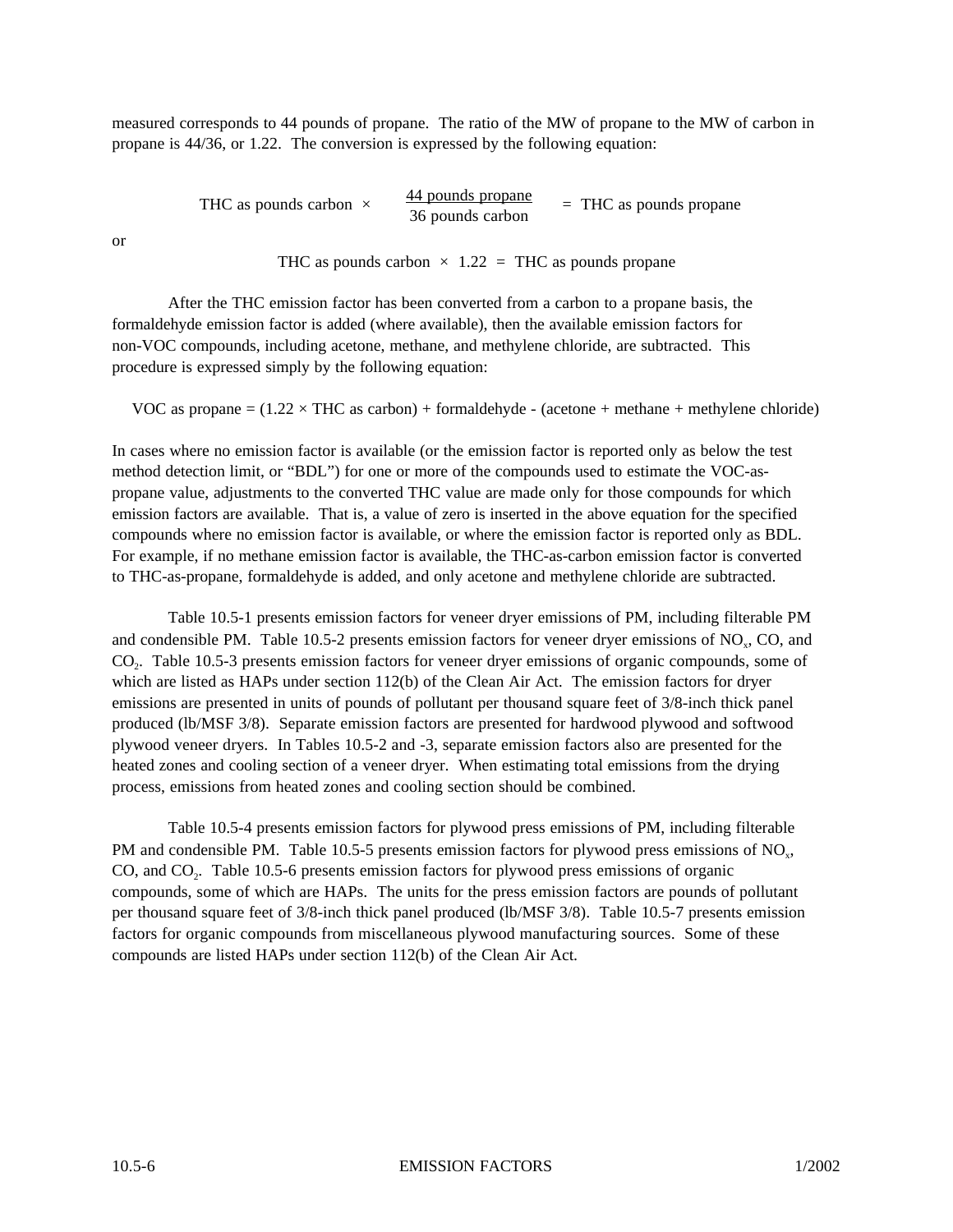measured corresponds to 44 pounds of propane. The ratio of the MW of propane to the MW of carbon in propane is 44/36, or 1.22. The conversion is expressed by the following equation:

$$\text{THC as pounds carbon} \times \frac{\text{44 pounds propane}}{\text{36 pounds carbon}} = \text{THC as pounds propane}$$

or

$$\text{THC as pounds carbon} \times 1.22 = \text{THC as pounds propane}$$

After the THC emission factor has been converted from a carbon to a propane basis, the formaldehyde emission factor is added (where available), then the available emission factors for non-VOC compounds, including acetone, methane, and methylene chloride, are subtracted. This procedure is expressed simply by the following equation:

$$\text{VOC as propane} = (1.22 \times \text{THC as carbon}) + \text{formaldehyde} - (\text{acetone} + \text{methane} + \text{methylene chloride})$$

In cases where no emission factor is available (or the emission factor is reported only as below the test method detection limit, or "BDL") for one or more of the compounds used to estimate the VOC-as-propane value, adjustments to the converted THC value are made only for those compounds for which emission factors are available. That is, a value of zero is inserted in the above equation for the specified compounds where no emission factor is available, or where the emission factor is reported only as BDL. For example, if no methane emission factor is available, the THC-as-carbon emission factor is converted to THC-as-propane, formaldehyde is added, and only acetone and methylene chloride are subtracted.

Table 10.5-1 presents emission factors for veneer dryer emissions of PM, including filterable PM and condensible PM. Table 10.5-2 presents emission factors for veneer dryer emissions of $NO_x$, CO, and $CO_2$. Table 10.5-3 presents emission factors for veneer dryer emissions of organic compounds, some of which are listed as HAPs under section 112(b) of the Clean Air Act. The emission factors for dryer emissions are presented in units of pounds of pollutant per thousand square feet of 3/8-inch thick panel produced (lb/MSF 3/8). Separate emission factors are presented for hardwood plywood and softwood plywood veneer dryers. In Tables 10.5-2 and -3, separate emission factors also are presented for the heated zones and cooling section of a veneer dryer. When estimating total emissions from the drying process, emissions from heated zones and cooling section should be combined.

Table 10.5-4 presents emission factors for plywood press emissions of PM, including filterable PM and condensible PM. Table 10.5-5 presents emission factors for plywood press emissions of $NO_x$, CO, and $CO_2$. Table 10.5-6 presents emission factors for plywood press emissions of organic compounds, some of which are HAPs. The units for the press emission factors are pounds of pollutant per thousand square feet of 3/8-inch thick panel produced (lb/MSF 3/8). Table 10.5-7 presents emission factors for organic compounds from miscellaneous plywood manufacturing sources. Some of these compounds are listed HAPs under section 112(b) of the Clean Air Act.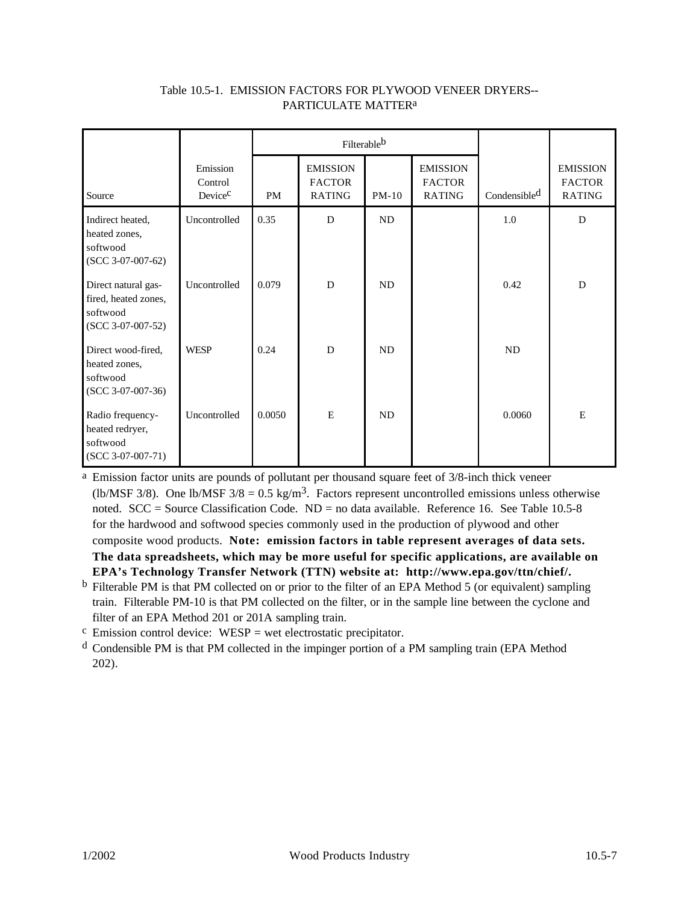Table 10.5-1. EMISSION FACTORS FOR PLYWOOD VENEER DRYERS--PARTICULATE MATTER[a]

| Source | Emission Control Device[c] | Filterable[b] | | | | Condensible[d] | EMISSION FACTOR RATING |
|---|---|---|---|---|---|---|---|
| | | PM | EMISSION FACTOR RATING | PM-10 | EMISSION FACTOR RATING | | |
| Indirect heated, heated zones, softwood (SCC 3-07-007-62) | Uncontrolled | 0.35 | D | ND | | 1.0 | D |
| Direct natural gas-fired, heated zones, softwood (SCC 3-07-007-52) | Uncontrolled | 0.079 | D | ND | | 0.42 | D |
| Direct wood-fired, heated zones, softwood (SCC 3-07-007-36) | WESP | 0.24 | D | ND | | ND | |
| Radio frequency-heated redryer, softwood (SCC 3-07-007-71) | Uncontrolled | 0.0050 | E | ND | | 0.0060 | E |

[a] Emission factor units are pounds of pollutant per thousand square feet of 3/8-inch thick veneer (lb/MSF 3/8). One lb/MSF 3/8 = 0.5 $kg/m^3$. Factors represent uncontrolled emissions unless otherwise noted. SCC = Source Classification Code. ND = no data available. Reference 16. See Table 10.5-8 for the hardwood and softwood species commonly used in the production of plywood and other composite wood products. **Note: emission factors in table represent averages of data sets. The data spreadsheets, which may be more useful for specific applications, are available on EPA's Technology Transfer Network (TTN) website at: http://www.epa.gov/ttn/chief/.**

[b] Filterable PM is that PM collected on or prior to the filter of an EPA Method 5 (or equivalent) sampling train. Filterable PM-10 is that PM collected on the filter, or in the sample line between the cyclone and filter of an EPA Method 201 or 201A sampling train.

[c] Emission control device: WESP = wet electrostatic precipitator.

[d] Condensible PM is that PM collected in the impinger portion of a PM sampling train (EPA Method 202).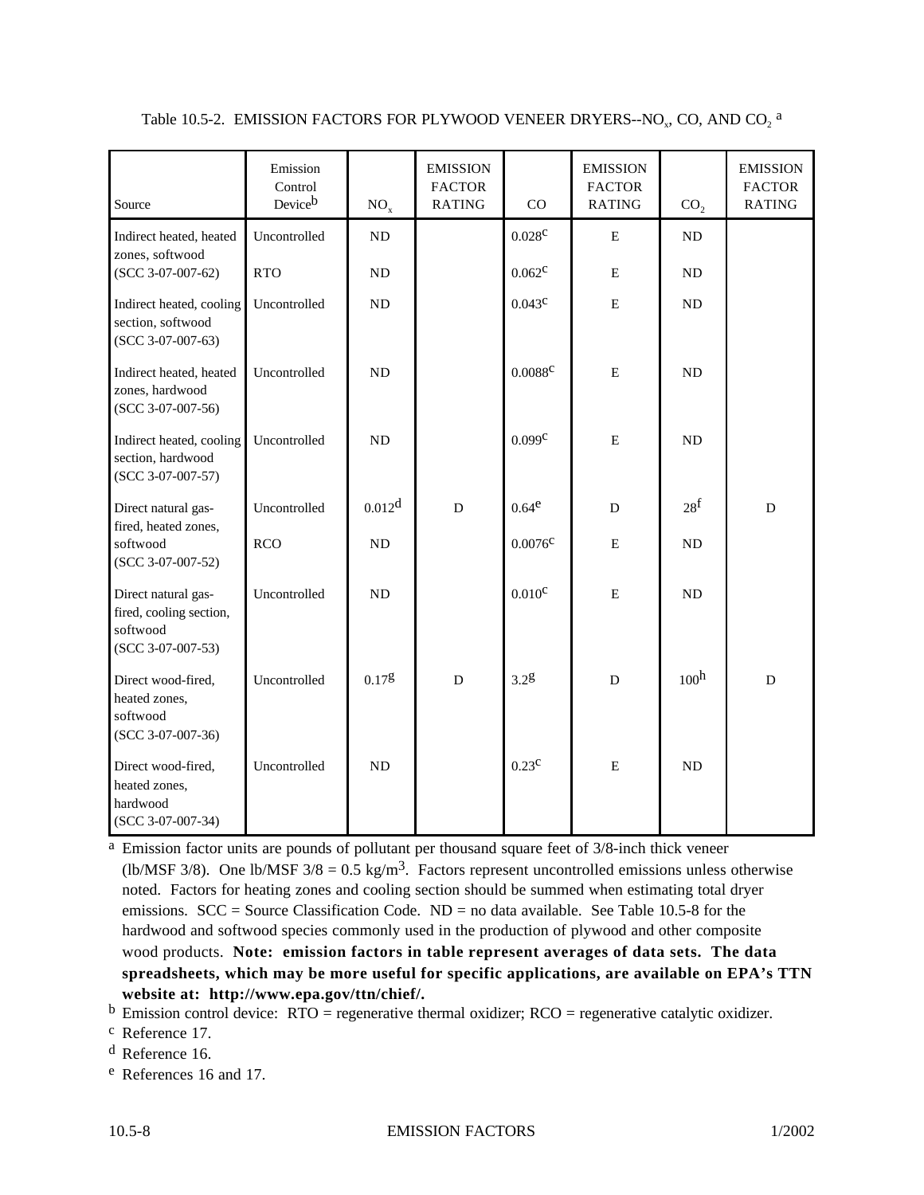Table 10.5-2. EMISSION FACTORS FOR PLYWOOD VENEER DRYERS--$NO_x$, CO, AND $CO_2$ [a]

| Source | Emission Control Device[b] | $NO_x$ | EMISSION FACTOR RATING | CO | EMISSION FACTOR RATING | $CO_2$ | EMISSION FACTOR RATING |
|---|---|---|---|---|---|---|---|
| Indirect heated, heated zones, softwood (SCC 3-07-007-62) | Uncontrolled | ND | | 0.028[c] | E | ND | |
| | RTO | ND | | 0.062[c] | E | ND | |
| Indirect heated, cooling section, softwood (SCC 3-07-007-63) | Uncontrolled | ND | | 0.043[c] | E | ND | |
| Indirect heated, heated zones, hardwood (SCC 3-07-007-56) | Uncontrolled | ND | | 0.0088[c] | E | ND | |
| Indirect heated, cooling section, hardwood (SCC 3-07-007-57) | Uncontrolled | ND | | 0.099[c] | E | ND | |
| Direct natural gas-fired, heated zones, softwood (SCC 3-07-007-52) | Uncontrolled | 0.012[d] | D | 0.64[e] | D | 28[f] | D |
| | RCO | ND | | 0.0076[c] | E | ND | |
| Direct natural gas-fired, cooling section, softwood (SCC 3-07-007-53) | Uncontrolled | ND | | 0.010[c] | E | ND | |
| Direct wood-fired, heated zones, softwood (SCC 3-07-007-36) | Uncontrolled | 0.17[g] | D | 3.2[g] | D | 100[h] | D |
| Direct wood-fired, heated zones, hardwood (SCC 3-07-007-34) | Uncontrolled | ND | | 0.23[c] | E | ND | |

[a] Emission factor units are pounds of pollutant per thousand square feet of 3/8-inch thick veneer (lb/MSF 3/8). One lb/MSF 3/8 = 0.5 $kg/m^3$. Factors represent uncontrolled emissions unless otherwise noted. Factors for heating zones and cooling section should be summed when estimating total dryer emissions. SCC = Source Classification Code. ND = no data available. See Table 10.5-8 for the hardwood and softwood species commonly used in the production of plywood and other composite wood products. **Note: emission factors in table represent averages of data sets. The data spreadsheets, which may be more useful for specific applications, are available on EPA's TTN website at: http://www.epa.gov/ttn/chief/.**

[b] Emission control device: RTO = regenerative thermal oxidizer; RCO = regenerative catalytic oxidizer.

[c] Reference 17.

[d] Reference 16.

[e] References 16 and 17.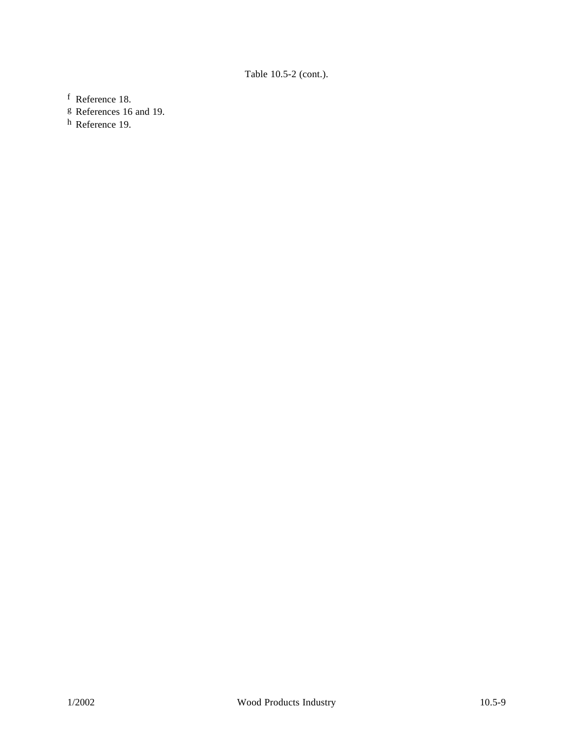Table 10.5-2 (cont.).

[f] Reference 18.

[g] References 16 and 19.

[h] Reference 19.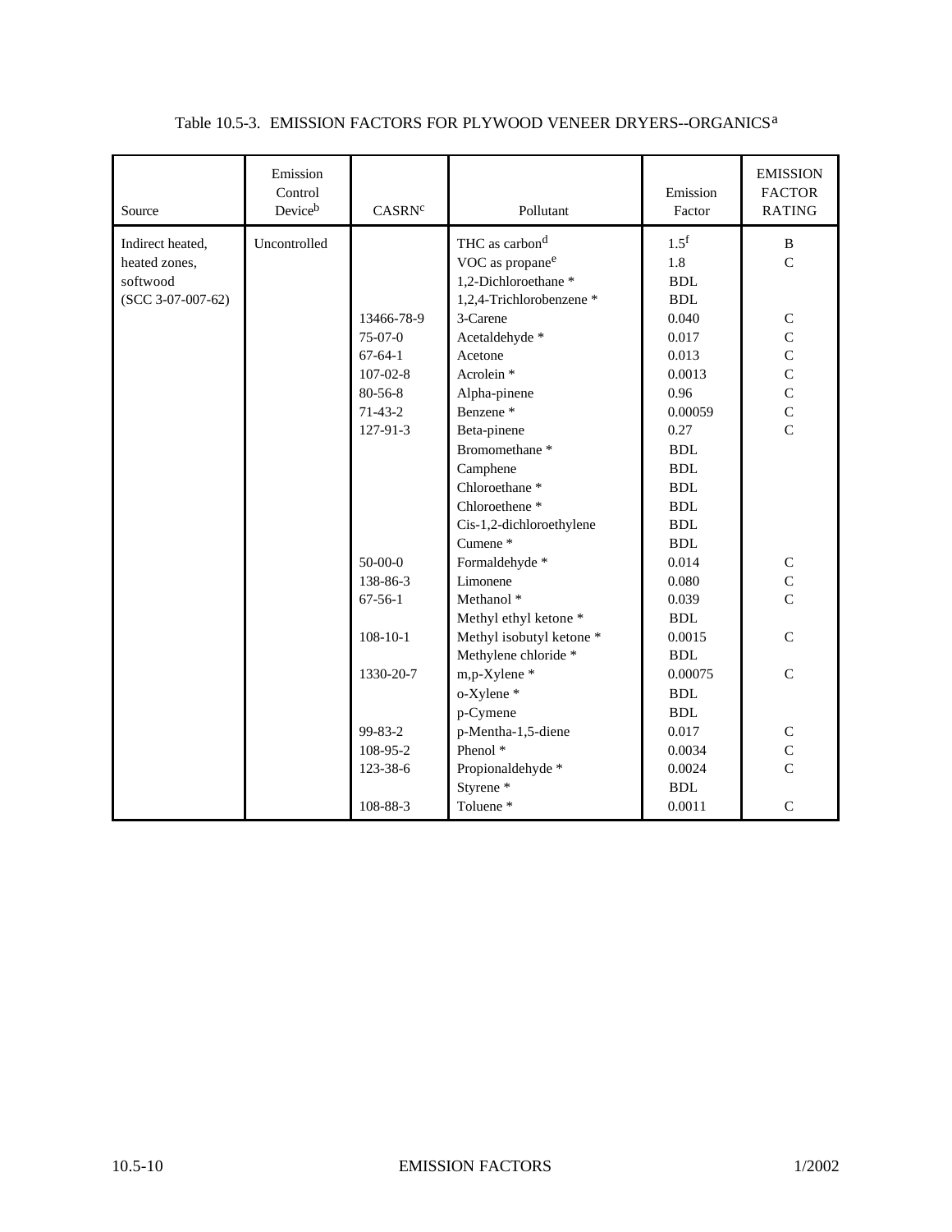Table 10.5-3. EMISSION FACTORS FOR PLYWOOD VENEER DRYERS--ORGANICS[a]

| Source | Emission Control Device[b] | CASRN[c] | Pollutant | Emission Factor | EMISSION FACTOR RATING |
|---|---|---|---|---|---|
| Indirect heated, heated zones, softwood (SCC 3-07-007-62) | Uncontrolled | | THC as carbon[d] | 1.5[f] | B |
| | | | VOC as propane[e] | 1.8 | C |
| | | | 1,2-Dichloroethane * | BDL | |
| | | | 1,2,4-Trichlorobenzene * | BDL | |
| | | 13466-78-9 | 3-Carene | 0.040 | C |
| | | 75-07-0 | Acetaldehyde * | 0.017 | C |
| | | 67-64-1 | Acetone | 0.013 | C |
| | | 107-02-8 | Acrolein * | 0.0013 | C |
| | | 80-56-8 | Alpha-pinene | 0.96 | C |
| | | 71-43-2 | Benzene * | 0.00059 | C |
| | | 127-91-3 | Beta-pinene | 0.27 | C |
| | | | Bromomethane * | BDL | |
| | | | Camphene | BDL | |
| | | | Chloroethane * | BDL | |
| | | | Chloroethene * | BDL | |
| | | | Cis-1,2-dichloroethylene | BDL | |
| | | | Cumene * | BDL | |
| | | 50-00-0 | Formaldehyde * | 0.014 | C |
| | | 138-86-3 | Limonene | 0.080 | C |
| | | 67-56-1 | Methanol * | 0.039 | C |
| | | | Methyl ethyl ketone * | BDL | |
| | | 108-10-1 | Methyl isobutyl ketone * | 0.0015 | C |
| | | | Methylene chloride * | BDL | |
| | | 1330-20-7 | m,p-Xylene * | 0.00075 | C |
| | | | o-Xylene * | BDL | |
| | | | p-Cymene | BDL | |
| | | 99-83-2 | p-Mentha-1,5-diene | 0.017 | C |
| | | 108-95-2 | Phenol * | 0.0034 | C |
| | | 123-38-6 | Propionaldehyde * | 0.0024 | C |
| | | | Styrene * | BDL | |
| | | 108-88-3 | Toluene * | 0.0011 | C |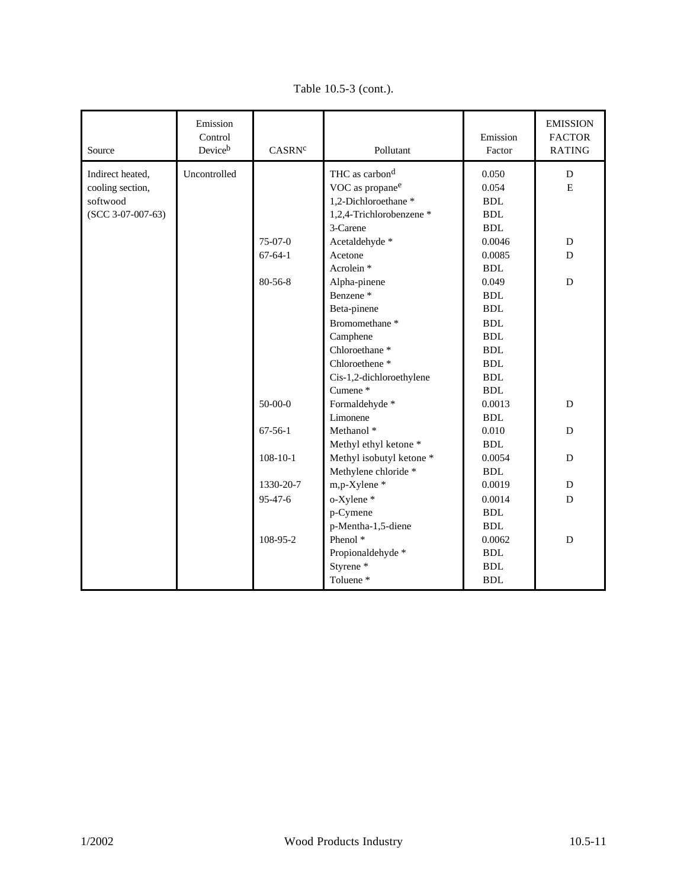Table 10.5-3 (cont.).

| Source | Emission Control Device[b] | CASRN[c] | Pollutant | Emission Factor | EMISSION FACTOR RATING |
|---|---|---|---|---|---|
| Indirect heated, cooling section, softwood (SCC 3-07-007-63) | Uncontrolled | | THC as carbon[d] | 0.050 | D |
| | | | VOC as propane[e] | 0.054 | E |
| | | | 1,2-Dichloroethane * | BDL | |
| | | | 1,2,4-Trichlorobenzene * | BDL | |
| | | | 3-Carene | BDL | |
| | | 75-07-0 | Acetaldehyde * | 0.0046 | D |
| | | 67-64-1 | Acetone | 0.0085 | D |
| | | | Acrolein * | BDL | |
| | | 80-56-8 | Alpha-pinene | 0.049 | D |
| | | | Benzene * | BDL | |
| | | | Beta-pinene | BDL | |
| | | | Bromomethane * | BDL | |
| | | | Camphene | BDL | |
| | | | Chloroethane * | BDL | |
| | | | Chloroethene * | BDL | |
| | | | Cis-1,2-dichloroethylene | BDL | |
| | | | Cumene * | BDL | |
| | | 50-00-0 | Formaldehyde * | 0.0013 | D |
| | | | Limonene | BDL | |
| | | 67-56-1 | Methanol * | 0.010 | D |
| | | | Methyl ethyl ketone * | BDL | |
| | | 108-10-1 | Methyl isobutyl ketone * | 0.0054 | D |
| | | | Methylene chloride * | BDL | |
| | | 1330-20-7 | m,p-Xylene * | 0.0019 | D |
| | | 95-47-6 | o-Xylene * | 0.0014 | D |
| | | | p-Cymene | BDL | |
| | | | p-Mentha-1,5-diene | BDL | |
| | | 108-95-2 | Phenol * | 0.0062 | D |
| | | | Propionaldehyde * | BDL | |
| | | | Styrene * | BDL | |
| | | | Toluene * | BDL | |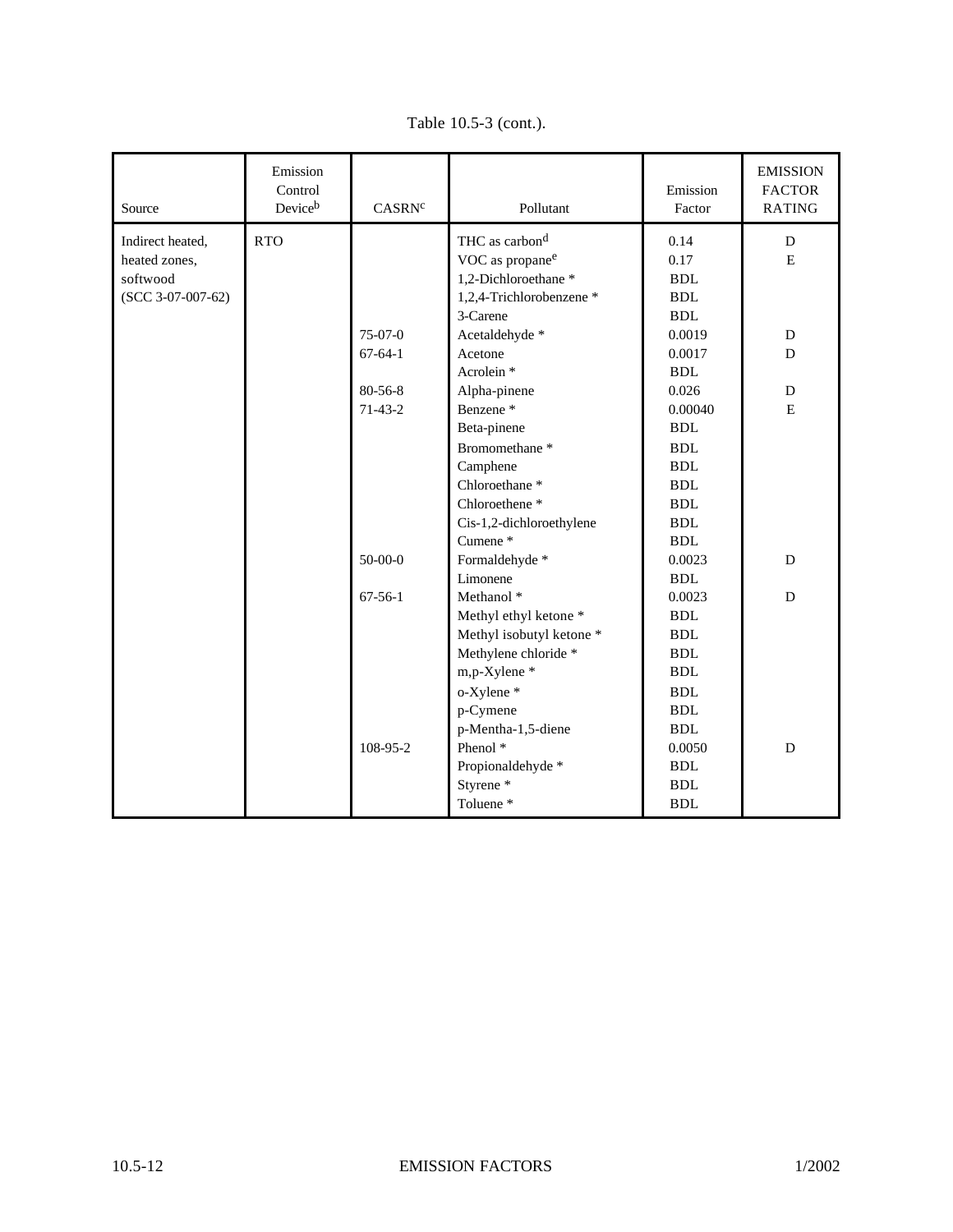Table 10.5-3 (cont.).

| Source | Emission Control Device[b] | CASRN[c] | Pollutant | Emission Factor | EMISSION FACTOR RATING |
|---|---|---|---|---|---|
| Indirect heated, heated zones, softwood (SCC 3-07-007-62) | RTO | | THC as carbon[d] | 0.14 | D |
| | | | VOC as propane[e] | 0.17 | E |
| | | | 1,2-Dichloroethane * | BDL | |
| | | | 1,2,4-Trichlorobenzene * | BDL | |
| | | | 3-Carene | BDL | |
| | | 75-07-0 | Acetaldehyde * | 0.0019 | D |
| | | 67-64-1 | Acetone | 0.0017 | D |
| | | | Acrolein * | BDL | |
| | | 80-56-8 | Alpha-pinene | 0.026 | D |
| | | 71-43-2 | Benzene * | 0.00040 | E |
| | | | Beta-pinene | BDL | |
| | | | Bromomethane * | BDL | |
| | | | Camphene | BDL | |
| | | | Chloroethane * | BDL | |
| | | | Chloroethene * | BDL | |
| | | | Cis-1,2-dichloroethylene | BDL | |
| | | | Cumene * | BDL | |
| | | 50-00-0 | Formaldehyde * | 0.0023 | D |
| | | | Limonene | BDL | |
| | | 67-56-1 | Methanol * | 0.0023 | D |
| | | | Methyl ethyl ketone * | BDL | |
| | | | Methyl isobutyl ketone * | BDL | |
| | | | Methylene chloride * | BDL | |
| | | | m,p-Xylene * | BDL | |
| | | | o-Xylene * | BDL | |
| | | | p-Cymene | BDL | |
| | | | p-Mentha-1,5-diene | BDL | |
| | | 108-95-2 | Phenol * | 0.0050 | D |
| | | | Propionaldehyde * | BDL | |
| | | | Styrene * | BDL | |
| | | | Toluene * | BDL | |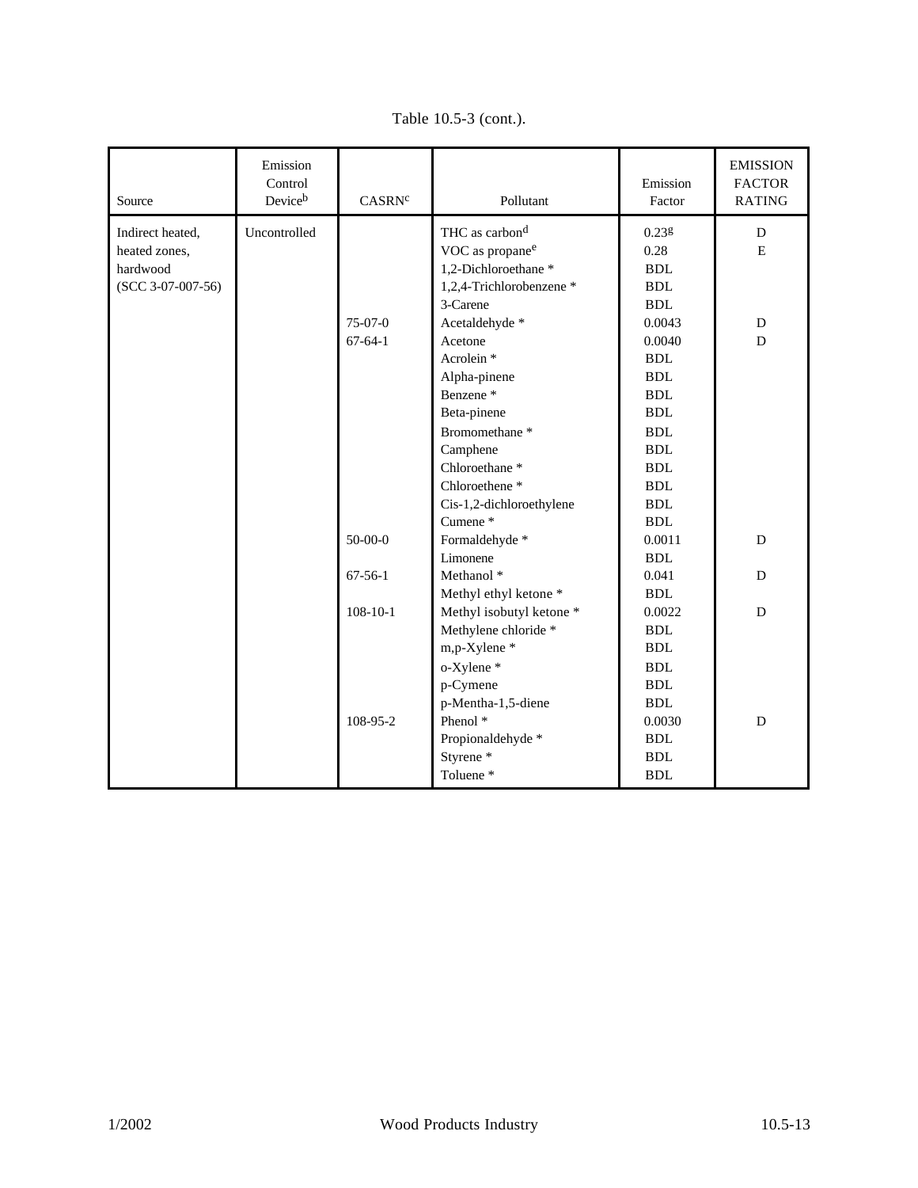Table 10.5-3 (cont.).

| Source | Emission Control Device[b] | CASRN[c] | Pollutant | Emission Factor | EMISSION FACTOR RATING |
|---|---|---|---|---|---|
| Indirect heated, heated zones, hardwood (SCC 3-07-007-56) | Uncontrolled | | THC as carbon[d] | 0.23[g] | D |
| | | | VOC as propane[e] | 0.28 | E |
| | | | 1,2-Dichloroethane * | BDL | |
| | | | 1,2,4-Trichlorobenzene * | BDL | |
| | | | 3-Carene | BDL | |
| | | 75-07-0 | Acetaldehyde * | 0.0043 | D |
| | | 67-64-1 | Acetone | 0.0040 | D |
| | | | Acrolein * | BDL | |
| | | | Alpha-pinene | BDL | |
| | | | Benzene * | BDL | |
| | | | Beta-pinene | BDL | |
| | | | Bromomethane * | BDL | |
| | | | Camphene | BDL | |
| | | | Chloroethane * | BDL | |
| | | | Chloroethene * | BDL | |
| | | | Cis-1,2-dichloroethylene | BDL | |
| | | | Cumene * | BDL | |
| | | 50-00-0 | Formaldehyde * | 0.0011 | D |
| | | | Limonene | BDL | |
| | | 67-56-1 | Methanol * | 0.041 | D |
| | | | Methyl ethyl ketone * | BDL | |
| | | 108-10-1 | Methyl isobutyl ketone * | 0.0022 | D |
| | | | Methylene chloride * | BDL | |
| | | | m,p-Xylene * | BDL | |
| | | | o-Xylene * | BDL | |
| | | | p-Cymene | BDL | |
| | | | p-Mentha-1,5-diene | BDL | |
| | | 108-95-2 | Phenol * | 0.0030 | D |
| | | | Propionaldehyde * | BDL | |
| | | | Styrene * | BDL | |
| | | | Toluene * | BDL | |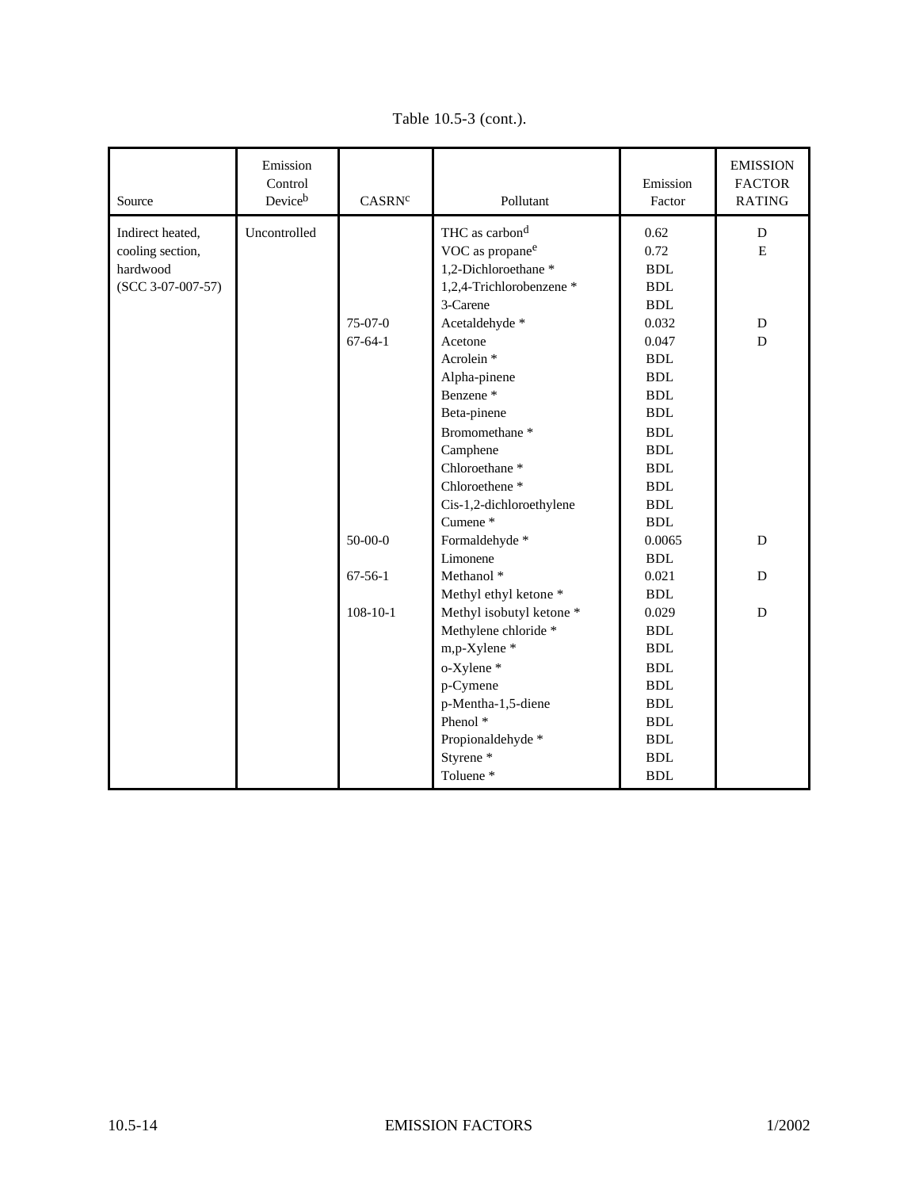Table 10.5-3 (cont.).

| Source | Emission Control Device[b] | CASRN[c] | Pollutant | Emission Factor | EMISSION FACTOR RATING |
|---|---|---|---|---|---|
| Indirect heated, cooling section, hardwood (SCC 3-07-007-57) | Uncontrolled | | THC as carbon[d] | 0.62 | D |
| | | | VOC as propane[e] | 0.72 | E |
| | | | 1,2-Dichloroethane * | BDL | |
| | | | 1,2,4-Trichlorobenzene * | BDL | |
| | | | 3-Carene | BDL | |
| | | 75-07-0 | Acetaldehyde * | 0.032 | D |
| | | 67-64-1 | Acetone | 0.047 | D |
| | | | Acrolein * | BDL | |
| | | | Alpha-pinene | BDL | |
| | | | Benzene * | BDL | |
| | | | Beta-pinene | BDL | |
| | | | Bromomethane * | BDL | |
| | | | Camphene | BDL | |
| | | | Chloroethane * | BDL | |
| | | | Chloroethene * | BDL | |
| | | | Cis-1,2-dichloroethylene | BDL | |
| | | | Cumene * | BDL | |
| | | 50-00-0 | Formaldehyde * | 0.0065 | D |
| | | | Limonene | BDL | |
| | | 67-56-1 | Methanol * | 0.021 | D |
| | | | Methyl ethyl ketone * | BDL | |
| | | 108-10-1 | Methyl isobutyl ketone * | 0.029 | D |
| | | | Methylene chloride * | BDL | |
| | | | m,p-Xylene * | BDL | |
| | | | o-Xylene * | BDL | |
| | | | p-Cymene | BDL | |
| | | | p-Mentha-1,5-diene | BDL | |
| | | | Phenol * | BDL | |
| | | | Propionaldehyde * | BDL | |
| | | | Styrene * | BDL | |
| | | | Toluene * | BDL | |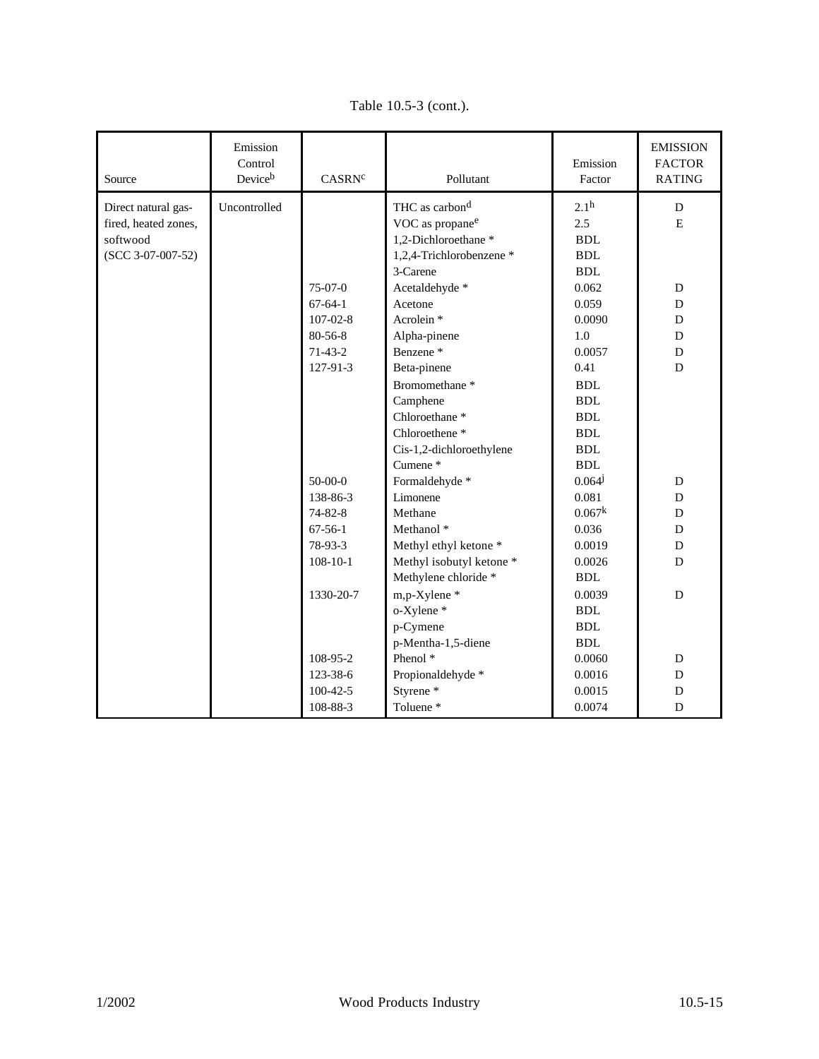Table 10.5-3 (cont.).

| Source | Emission Control Device[b] | CASRN[c] | Pollutant | Emission Factor | EMISSION FACTOR RATING |
|---|---|---|---|---|---|
| Direct natural gas-fired, heated zones, softwood (SCC 3-07-007-52) | Uncontrolled | | THC as carbon[d] | 2.1[h] | D |
| | | | VOC as propane[e] | 2.5 | E |
| | | | 1,2-Dichloroethane * | BDL | |
| | | | 1,2,4-Trichlorobenzene * | BDL | |
| | | | 3-Carene | BDL | |
| | | 75-07-0 | Acetaldehyde * | 0.062 | D |
| | | 67-64-1 | Acetone | 0.059 | D |
| | | 107-02-8 | Acrolein * | 0.0090 | D |
| | | 80-56-8 | Alpha-pinene | 1.0 | D |
| | | 71-43-2 | Benzene * | 0.0057 | D |
| | | 127-91-3 | Beta-pinene | 0.41 | D |
| | | | Bromomethane * | BDL | |
| | | | Camphene | BDL | |
| | | | Chloroethane * | BDL | |
| | | | Chloroethene * | BDL | |
| | | | Cis-1,2-dichloroethylene | BDL | |
| | | | Cumene * | BDL | |
| | | 50-00-0 | Formaldehyde * | 0.064[j] | D |
| | | 138-86-3 | Limonene | 0.081 | D |
| | | 74-82-8 | Methane | 0.067[k] | D |
| | | 67-56-1 | Methanol * | 0.036 | D |
| | | 78-93-3 | Methyl ethyl ketone * | 0.0019 | D |
| | | 108-10-1 | Methyl isobutyl ketone * | 0.0026 | D |
| | | | Methylene chloride * | BDL | |
| | | 1330-20-7 | m,p-Xylene * | 0.0039 | D |
| | | | o-Xylene * | BDL | |
| | | | p-Cymene | BDL | |
| | | | p-Mentha-1,5-diene | BDL | |
| | | 108-95-2 | Phenol * | 0.0060 | D |
| | | 123-38-6 | Propionaldehyde * | 0.0016 | D |
| | | 100-42-5 | Styrene * | 0.0015 | D |
| | | 108-88-3 | Toluene * | 0.0074 | D |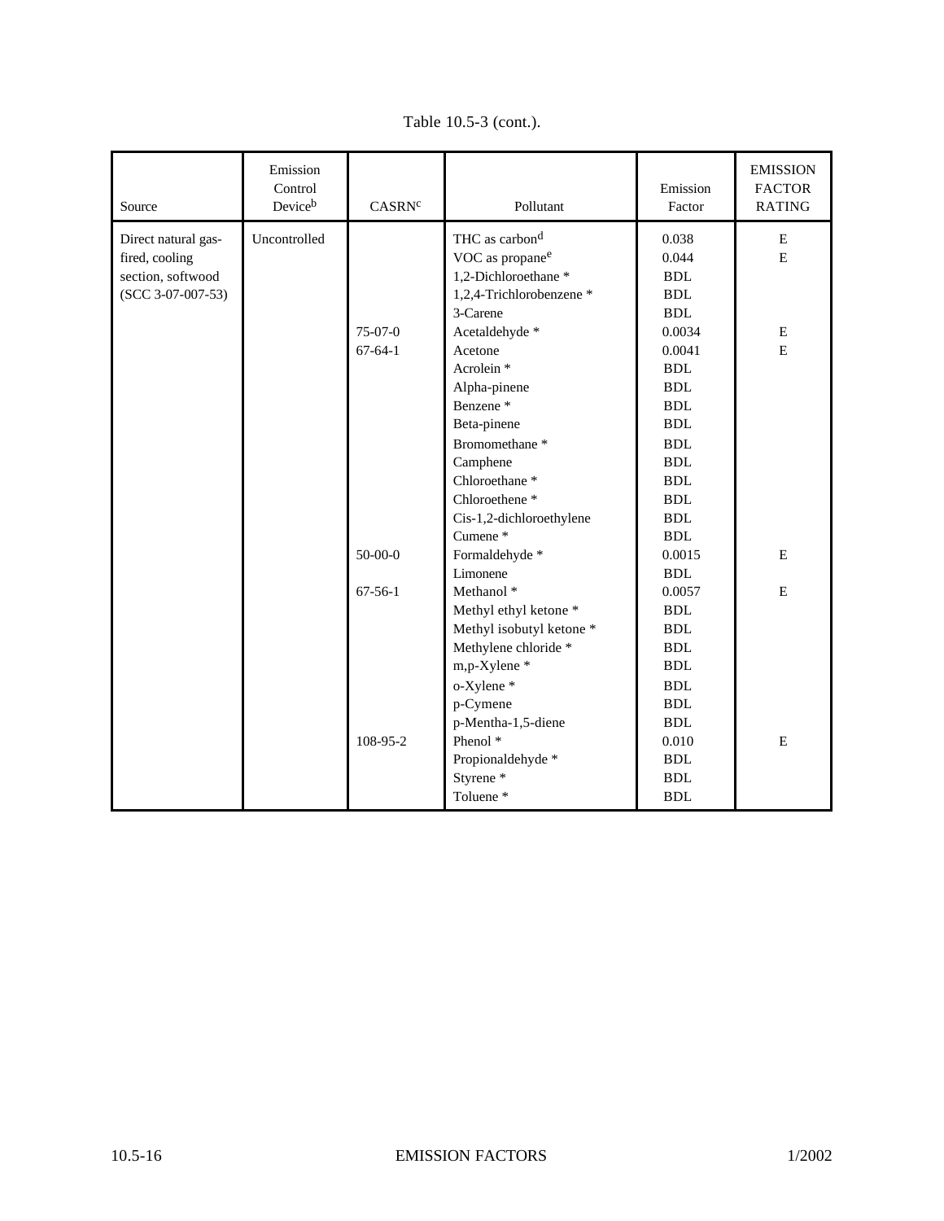Table 10.5-3 (cont.).

| Source | Emission Control Device[b] | CASRN[c] | Pollutant | Emission Factor | EMISSION FACTOR RATING |
|---|---|---|---|---|---|
| Direct natural gas-fired, cooling section, softwood (SCC 3-07-007-53) | Uncontrolled | | THC as carbon[d] | 0.038 | E |
| | | | VOC as propane[e] | 0.044 | E |
| | | | 1,2-Dichloroethane * | BDL | |
| | | | 1,2,4-Trichlorobenzene * | BDL | |
| | | | 3-Carene | BDL | |
| | | 75-07-0 | Acetaldehyde * | 0.0034 | E |
| | | 67-64-1 | Acetone | 0.0041 | E |
| | | | Acrolein * | BDL | |
| | | | Alpha-pinene | BDL | |
| | | | Benzene * | BDL | |
| | | | Beta-pinene | BDL | |
| | | | Bromomethane * | BDL | |
| | | | Camphene | BDL | |
| | | | Chloroethane * | BDL | |
| | | | Chloroethene * | BDL | |
| | | | Cis-1,2-dichloroethylene | BDL | |
| | | | Cumene * | BDL | |
| | | 50-00-0 | Formaldehyde * | 0.0015 | E |
| | | | Limonene | BDL | |
| | | 67-56-1 | Methanol * | 0.0057 | E |
| | | | Methyl ethyl ketone * | BDL | |
| | | | Methyl isobutyl ketone * | BDL | |
| | | | Methylene chloride * | BDL | |
| | | | m,p-Xylene * | BDL | |
| | | | o-Xylene * | BDL | |
| | | | p-Cymene | BDL | |
| | | | p-Mentha-1,5-diene | BDL | |
| | | 108-95-2 | Phenol * | 0.010 | E |
| | | | Propionaldehyde * | BDL | |
| | | | Styrene * | BDL | |
| | | | Toluene * | BDL | |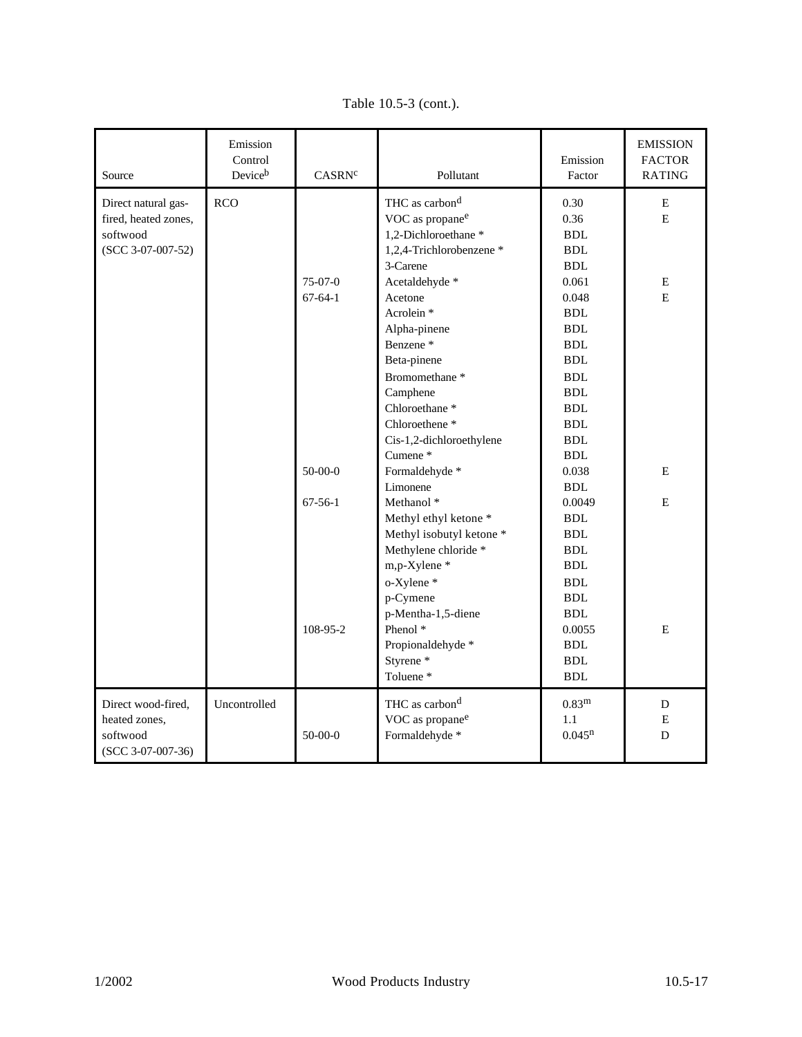Table 10.5-3 (cont.).

| Source | Emission Control Device[b] | CASRN[c] | Pollutant | Emission Factor | EMISSION FACTOR RATING |
|---|---|---|---|---|---|
| Direct natural gas-fired, heated zones, softwood (SCC 3-07-007-52) | RCO | | THC as carbon[d] | 0.30 | E |
| | | | VOC as propane[e] | 0.36 | E |
| | | | 1,2-Dichloroethane * | BDL | |
| | | | 1,2,4-Trichlorobenzene * | BDL | |
| | | | 3-Carene | BDL | |
| | | 75-07-0 | Acetaldehyde * | 0.061 | E |
| | | 67-64-1 | Acetone | 0.048 | E |
| | | | Acrolein * | BDL | |
| | | | Alpha-pinene | BDL | |
| | | | Benzene * | BDL | |
| | | | Beta-pinene | BDL | |
| | | | Bromomethane * | BDL | |
| | | | Camphene | BDL | |
| | | | Chloroethane * | BDL | |
| | | | Chloroethene * | BDL | |
| | | | Cis-1,2-dichloroethylene | BDL | |
| | | | Cumene * | BDL | |
| | | 50-00-0 | Formaldehyde * | 0.038 | E |
| | | | Limonene | BDL | |
| | | 67-56-1 | Methanol * | 0.0049 | E |
| | | | Methyl ethyl ketone * | BDL | |
| | | | Methyl isobutyl ketone * | BDL | |
| | | | Methylene chloride * | BDL | |
| | | | m,p-Xylene * | BDL | |
| | | | o-Xylene * | BDL | |
| | | | p-Cymene | BDL | |
| | | | p-Mentha-1,5-diene | BDL | |
| | | 108-95-2 | Phenol * | 0.0055 | E |
| | | | Propionaldehyde * | BDL | |
| | | | Styrene * | BDL | |
| | | | Toluene * | BDL | |
| Direct wood-fired, heated zones, softwood (SCC 3-07-007-36) | Uncontrolled | | THC as carbon[d] | 0.83[m] | D |
| | | | VOC as propane[e] | 1.1 | E |
| | | 50-00-0 | Formaldehyde * | 0.045[n] | D |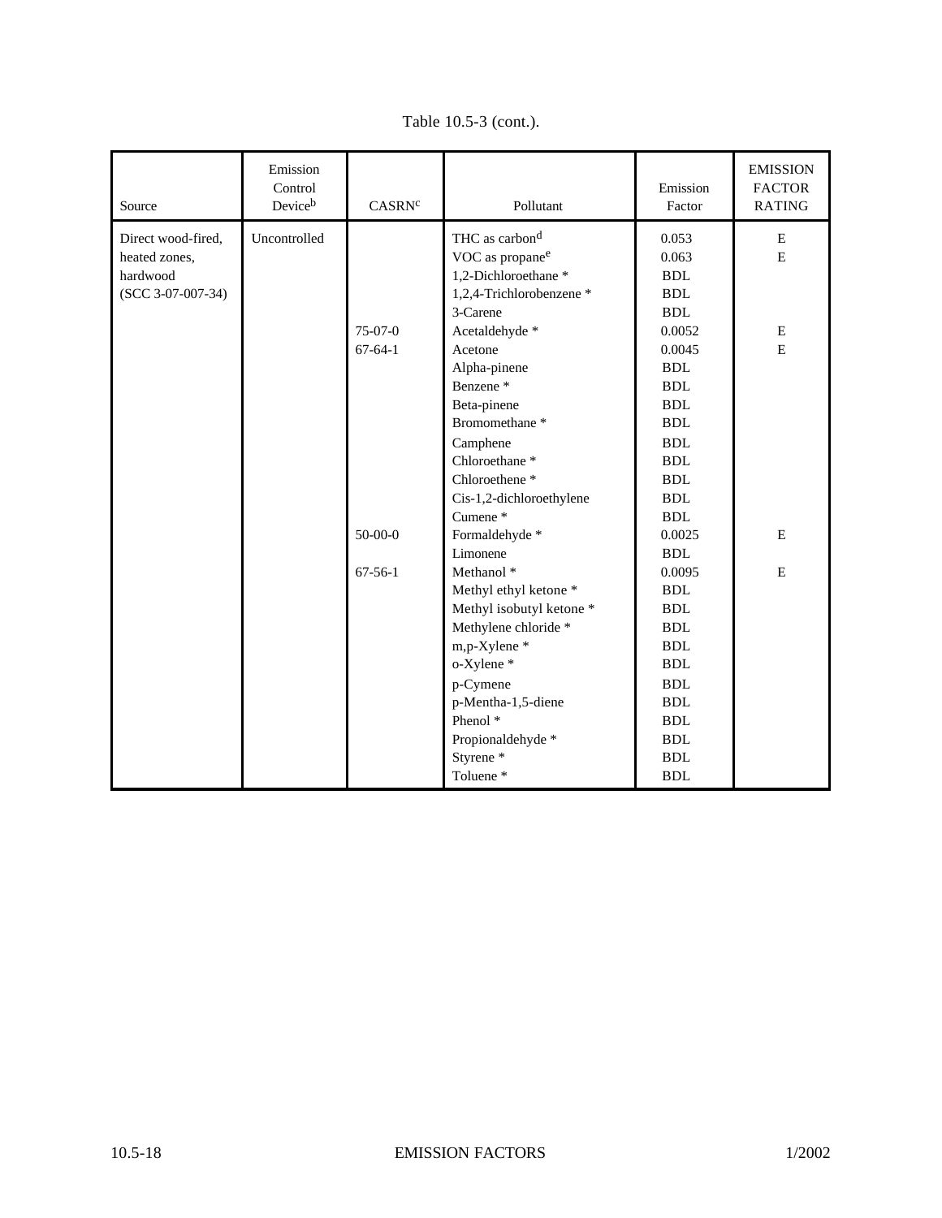Table 10.5-3 (cont.).

| Source | Emission Control Device[b] | CASRN[c] | Pollutant | Emission Factor | EMISSION FACTOR RATING |
|---|---|---|---|---|---|
| Direct wood-fired, heated zones, hardwood (SCC 3-07-007-34) | Uncontrolled | | THC as carbon[d] | 0.053 | E |
| | | | VOC as propane[e] | 0.063 | E |
| | | | 1,2-Dichloroethane * | BDL | |
| | | | 1,2,4-Trichlorobenzene * | BDL | |
| | | | 3-Carene | BDL | |
| | | 75-07-0 | Acetaldehyde * | 0.0052 | E |
| | | 67-64-1 | Acetone | 0.0045 | E |
| | | | Alpha-pinene | BDL | |
| | | | Benzene * | BDL | |
| | | | Beta-pinene | BDL | |
| | | | Bromomethane * | BDL | |
| | | | Camphene | BDL | |
| | | | Chloroethane * | BDL | |
| | | | Chloroethene * | BDL | |
| | | | Cis-1,2-dichloroethylene | BDL | |
| | | | Cumene * | BDL | |
| | | 50-00-0 | Formaldehyde * | 0.0025 | E |
| | | | Limonene | BDL | |
| | | 67-56-1 | Methanol * | 0.0095 | E |
| | | | Methyl ethyl ketone * | BDL | |
| | | | Methyl isobutyl ketone * | BDL | |
| | | | Methylene chloride * | BDL | |
| | | | m,p-Xylene * | BDL | |
| | | | o-Xylene * | BDL | |
| | | | p-Cymene | BDL | |
| | | | p-Mentha-1,5-diene | BDL | |
| | | | Phenol * | BDL | |
| | | | Propionaldehyde * | BDL | |
| | | | Styrene * | BDL | |
| | | | Toluene * | BDL | |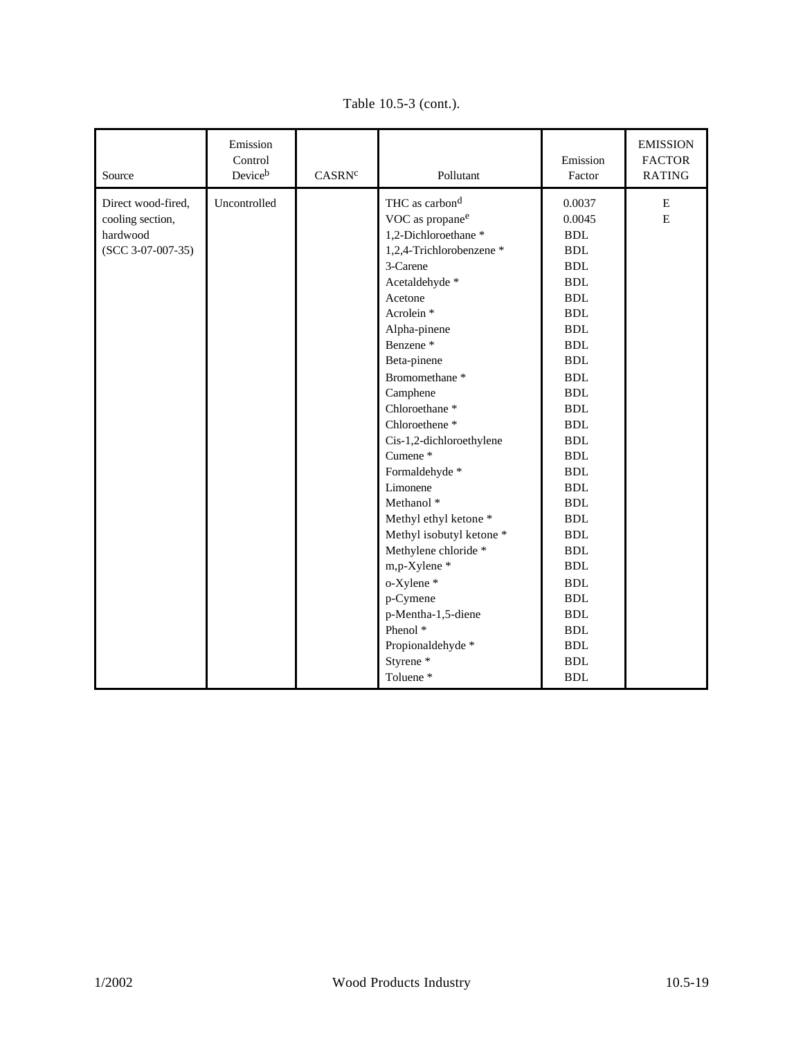Table 10.5-3 (cont.).

| Source | Emission Control Device[b] | CASRN[c] | Pollutant | Emission Factor | EMISSION FACTOR RATING |
|---|---|---|---|---|---|
| Direct wood-fired, cooling section, hardwood (SCC 3-07-007-35) | Uncontrolled | | THC as carbon[d] | 0.0037 | E |
| | | | VOC as propane[e] | 0.0045 | E |
| | | | 1,2-Dichloroethane * | BDL | |
| | | | 1,2,4-Trichlorobenzene * | BDL | |
| | | | 3-Carene | BDL | |
| | | | Acetaldehyde * | BDL | |
| | | | Acetone | BDL | |
| | | | Acrolein * | BDL | |
| | | | Alpha-pinene | BDL | |
| | | | Benzene * | BDL | |
| | | | Beta-pinene | BDL | |
| | | | Bromomethane * | BDL | |
| | | | Camphene | BDL | |
| | | | Chloroethane * | BDL | |
| | | | Chloroethene * | BDL | |
| | | | Cis-1,2-dichloroethylene | BDL | |
| | | | Cumene * | BDL | |
| | | | Formaldehyde * | BDL | |
| | | | Limonene | BDL | |
| | | | Methanol * | BDL | |
| | | | Methyl ethyl ketone * | BDL | |
| | | | Methyl isobutyl ketone * | BDL | |
| | | | Methylene chloride * | BDL | |
| | | | m,p-Xylene * | BDL | |
| | | | o-Xylene * | BDL | |
| | | | p-Cymene | BDL | |
| | | | p-Mentha-1,5-diene | BDL | |
| | | | Phenol * | BDL | |
| | | | Propionaldehyde * | BDL | |
| | | | Styrene * | BDL | |
| | | | Toluene * | BDL | |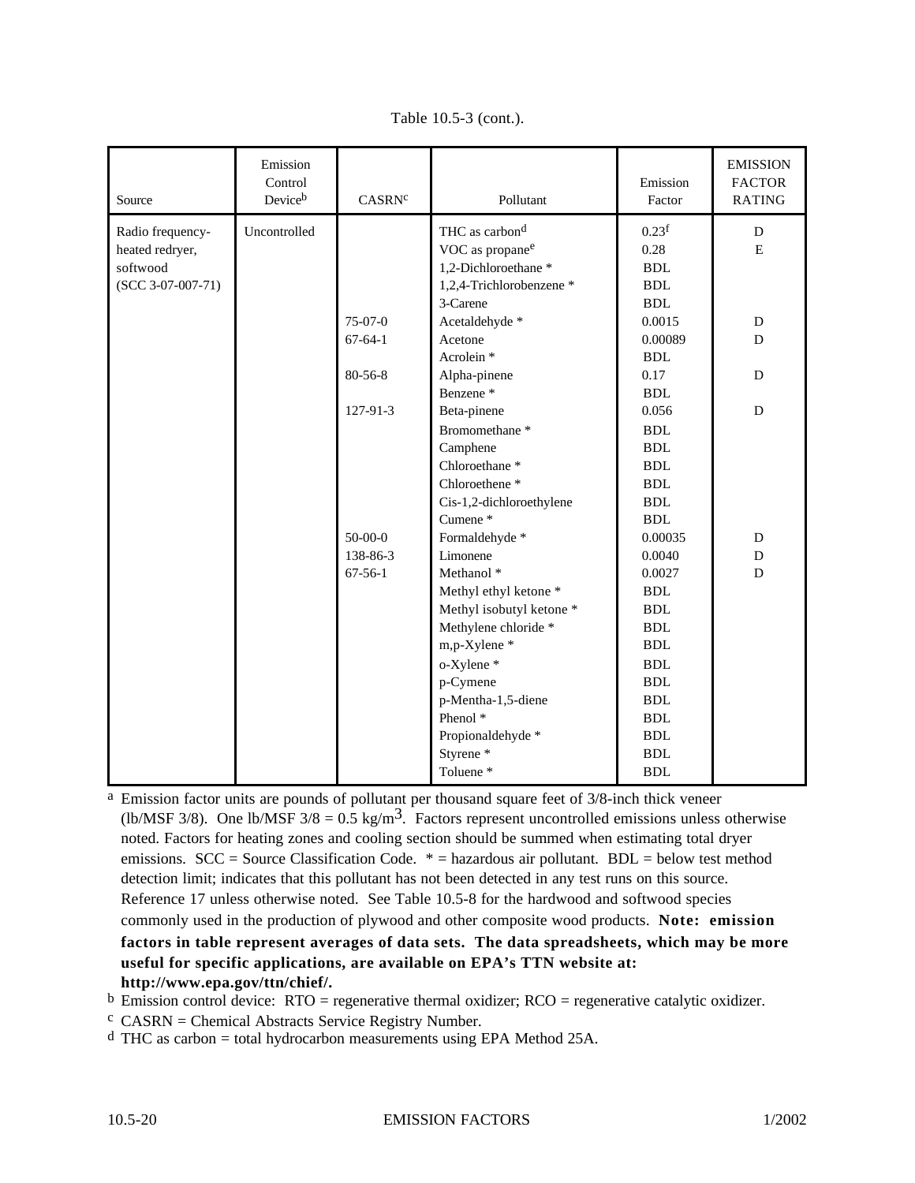Table 10.5-3 (cont.).

| Source | Emission Control Device[b] | CASRN[c] | Pollutant | Emission Factor | EMISSION FACTOR RATING |
|---|---|---|---|---|---|
| Radio frequency-heated redryer, softwood (SCC 3-07-007-71) | Uncontrolled | | THC as carbon[d] | 0.23[f] | D |
| | | | VOC as propane[e] | 0.28 | E |
| | | | 1,2-Dichloroethane * | BDL | |
| | | | 1,2,4-Trichlorobenzene * | BDL | |
| | | | 3-Carene | BDL | |
| | | 75-07-0 | Acetaldehyde * | 0.0015 | D |
| | | 67-64-1 | Acetone | 0.00089 | D |
| | | | Acrolein * | BDL | |
| | | 80-56-8 | Alpha-pinene | 0.17 | D |
| | | | Benzene * | BDL | |
| | | 127-91-3 | Beta-pinene | 0.056 | D |
| | | | Bromomethane * | BDL | |
| | | | Camphene | BDL | |
| | | | Chloroethane * | BDL | |
| | | | Chloroethene * | BDL | |
| | | | Cis-1,2-dichloroethylene | BDL | |
| | | | Cumene * | BDL | |
| | | 50-00-0 | Formaldehyde * | 0.00035 | D |
| | | 138-86-3 | Limonene | 0.0040 | D |
| | | 67-56-1 | Methanol * | 0.0027 | D |
| | | | Methyl ethyl ketone * | BDL | |
| | | | Methyl isobutyl ketone * | BDL | |
| | | | Methylene chloride * | BDL | |
| | | | m,p-Xylene * | BDL | |
| | | | o-Xylene * | BDL | |
| | | | p-Cymene | BDL | |
| | | | p-Mentha-1,5-diene | BDL | |
| | | | Phenol * | BDL | |
| | | | Propionaldehyde * | BDL | |
| | | | Styrene * | BDL | |
| | | | Toluene * | BDL | |

[a] Emission factor units are pounds of pollutant per thousand square feet of 3/8-inch thick veneer (lb/MSF 3/8). One lb/MSF 3/8 = 0.5 kg/$m^3$. Factors represent uncontrolled emissions unless otherwise noted. Factors for heating zones and cooling section should be summed when estimating total dryer emissions. SCC = Source Classification Code. * = hazardous air pollutant. BDL = below test method detection limit; indicates that this pollutant has not been detected in any test runs on this source. Reference 17 unless otherwise noted. See Table 10.5-8 for the hardwood and softwood species commonly used in the production of plywood and other composite wood products. **Note: emission factors in table represent averages of data sets. The data spreadsheets, which may be more useful for specific applications, are available on EPA's TTN website at: http://www.epa.gov/ttn/chief/.**

[b] Emission control device: RTO = regenerative thermal oxidizer; RCO = regenerative catalytic oxidizer.

[c] CASRN = Chemical Abstracts Service Registry Number.

[d] THC as carbon = total hydrocarbon measurements using EPA Method 25A.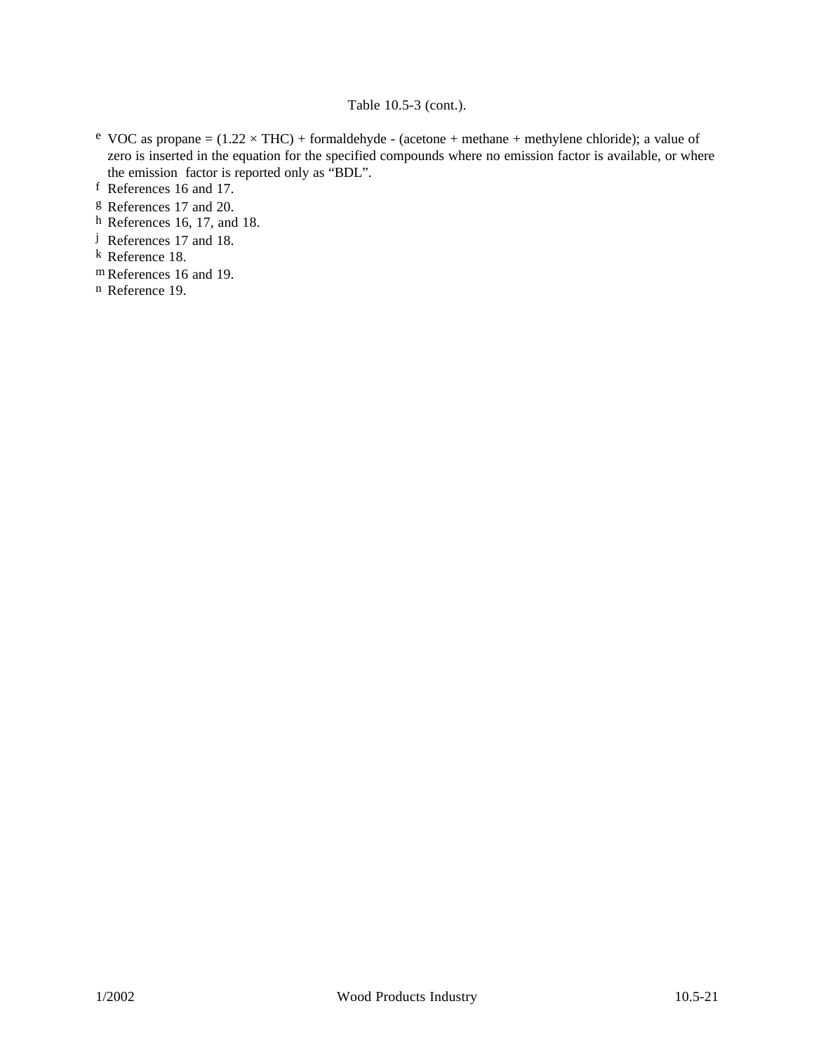Table 10.5-3 (cont.).

[e] VOC as propane = (1.22 × THC) + formaldehyde - (acetone + methane + methylene chloride); a value of zero is inserted in the equation for the specified compounds where no emission factor is available, or where the emission factor is reported only as “BDL”.

[f] References 16 and 17.

[g] References 17 and 20.

[h] References 16, 17, and 18.

[j] References 17 and 18.

[k] Reference 18.

[m] References 16 and 19.

[n] Reference 19.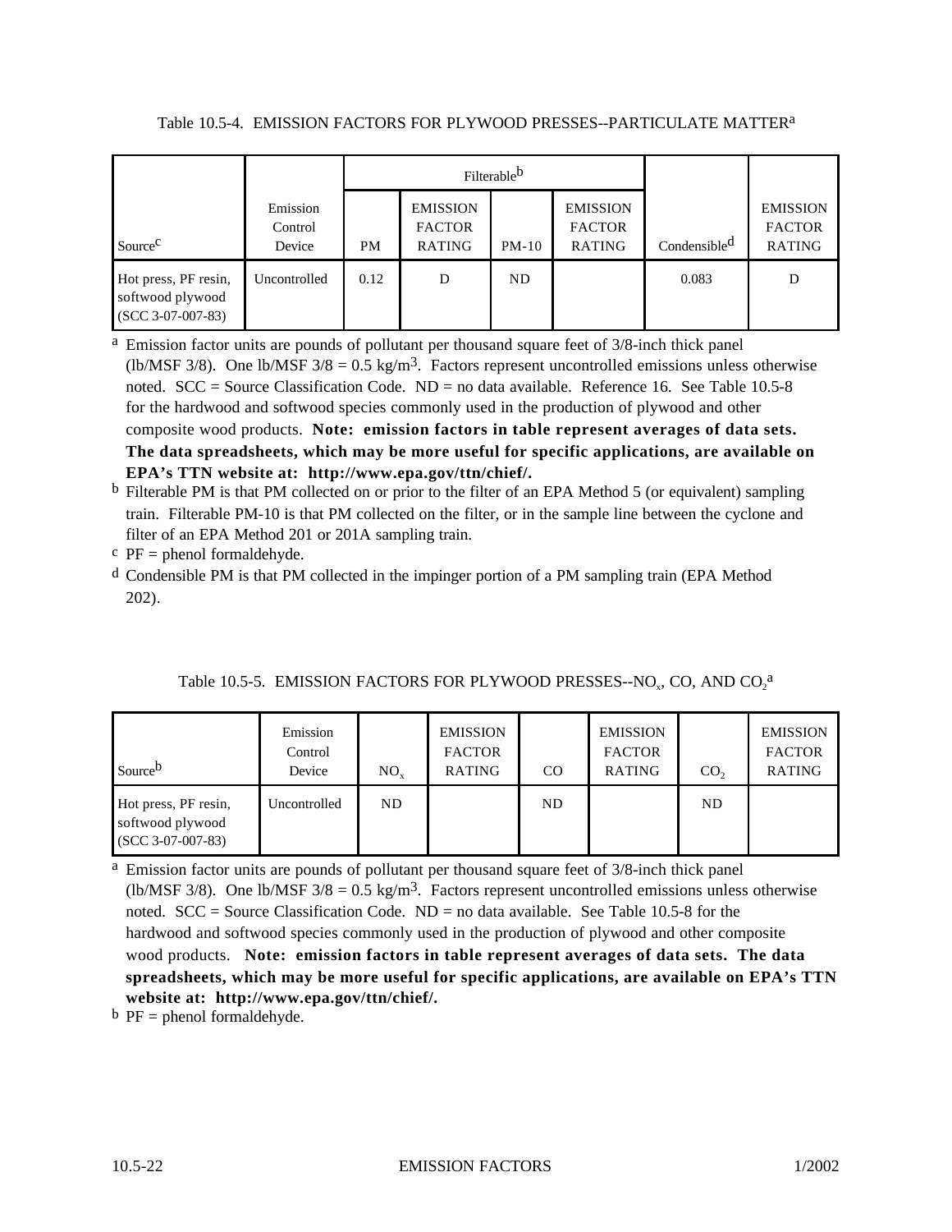Table 10.5-4. EMISSION FACTORS FOR PLYWOOD PRESSES--PARTICULATE MATTER[a]

| Source[c] | Emission Control Device | Filterable[b] | | | | Condensible[d] | EMISSION FACTOR RATING |
|---|---|---|---|---|---|---|---|
| | | PM | EMISSION FACTOR RATING | PM-10 | EMISSION FACTOR RATING | | |
| Hot press, PF resin, softwood plywood (SCC 3-07-007-83) | Uncontrolled | 0.12 | D | ND | | 0.083 | D |

[a] Emission factor units are pounds of pollutant per thousand square feet of 3/8-inch thick panel (lb/MSF 3/8). One lb/MSF 3/8 = 0.5 $kg/m^3$. Factors represent uncontrolled emissions unless otherwise noted. SCC = Source Classification Code. ND = no data available. Reference 16. See Table 10.5-8 for the hardwood and softwood species commonly used in the production of plywood and other composite wood products. **Note: emission factors in table represent averages of data sets. The data spreadsheets, which may be more useful for specific applications, are available on EPA's TTN website at: http://www.epa.gov/ttn/chief/.**

[b] Filterable PM is that PM collected on or prior to the filter of an EPA Method 5 (or equivalent) sampling train. Filterable PM-10 is that PM collected on the filter, or in the sample line between the cyclone and filter of an EPA Method 201 or 201A sampling train.

[c] PF = phenol formaldehyde.

[d] Condensible PM is that PM collected in the impinger portion of a PM sampling train (EPA Method 202).

Table 10.5-5. EMISSION FACTORS FOR PLYWOOD PRESSES--$NO_x$, CO, AND $CO_2$[a]

| Source[b] | Emission Control Device | $NO_x$ | EMISSION FACTOR RATING | CO | EMISSION FACTOR RATING | $CO_2$ | EMISSION FACTOR RATING |
|---|---|---|---|---|---|---|---|
| Hot press, PF resin, softwood plywood (SCC 3-07-007-83) | Uncontrolled | ND | | ND | | ND | |

[a] Emission factor units are pounds of pollutant per thousand square feet of 3/8-inch thick panel (lb/MSF 3/8). One lb/MSF 3/8 = 0.5 $kg/m^3$. Factors represent uncontrolled emissions unless otherwise noted. SCC = Source Classification Code. ND = no data available. See Table 10.5-8 for the hardwood and softwood species commonly used in the production of plywood and other composite wood products. **Note: emission factors in table represent averages of data sets. The data spreadsheets, which may be more useful for specific applications, are available on EPA's TTN website at: http://www.epa.gov/ttn/chief/.**

[b] PF = phenol formaldehyde.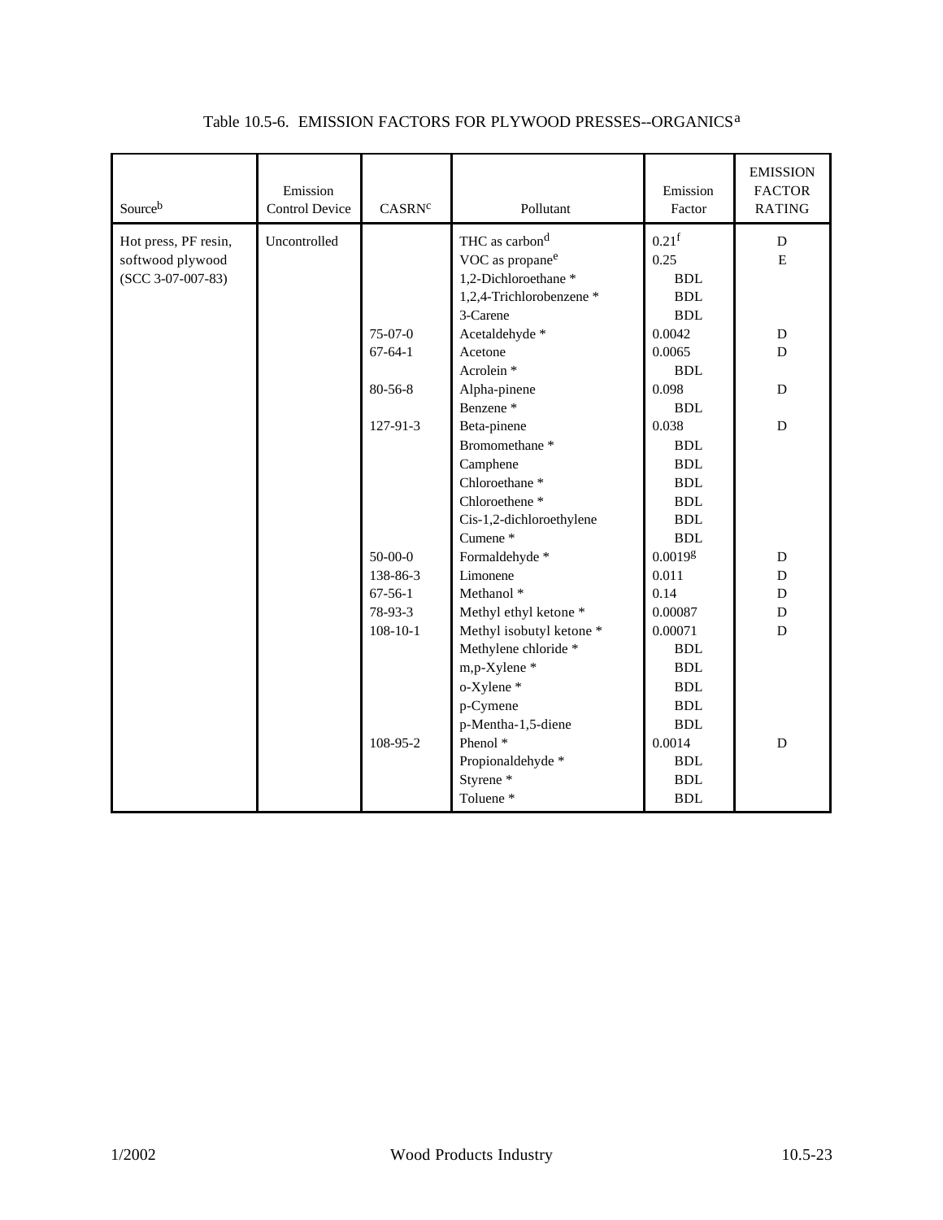Table 10.5-6. EMISSION FACTORS FOR PLYWOOD PRESSES--ORGANICS[a]

| Source[b] | Emission Control Device | CASRN[c] | Pollutant | Emission Factor | EMISSION FACTOR RATING |
|---|---|---|---|---|---|
| Hot press, PF resin, softwood plywood (SCC 3-07-007-83) | Uncontrolled | | THC as carbon[d] | 0.21[f] | D |
| | | | VOC as propane[e] | 0.25 | E |
| | | | 1,2-Dichloroethane * | BDL | |
| | | | 1,2,4-Trichlorobenzene * | BDL | |
| | | | 3-Carene | BDL | |
| | | 75-07-0 | Acetaldehyde * | 0.0042 | D |
| | | 67-64-1 | Acetone | 0.0065 | D |
| | | | Acrolein * | BDL | |
| | | 80-56-8 | Alpha-pinene | 0.098 | D |
| | | | Benzene * | BDL | |
| | | 127-91-3 | Beta-pinene | 0.038 | D |
| | | | Bromomethane * | BDL | |
| | | | Camphene | BDL | |
| | | | Chloroethane * | BDL | |
| | | | Chloroethene * | BDL | |
| | | | Cis-1,2-dichloroethylene | BDL | |
| | | | Cumene * | BDL | |
| | | 50-00-0 | Formaldehyde * | 0.0019[g] | D |
| | | 138-86-3 | Limonene | 0.011 | D |
| | | 67-56-1 | Methanol * | 0.14 | D |
| | | 78-93-3 | Methyl ethyl ketone * | 0.00087 | D |
| | | 108-10-1 | Methyl isobutyl ketone * | 0.00071 | D |
| | | | Methylene chloride * | BDL | |
| | | | m,p-Xylene * | BDL | |
| | | | o-Xylene * | BDL | |
| | | | p-Cymene | BDL | |
| | | | p-Mentha-1,5-diene | BDL | |
| | | 108-95-2 | Phenol * | 0.0014 | D |
| | | | Propionaldehyde * | BDL | |
| | | | Styrene * | BDL | |
| | | | Toluene * | BDL | |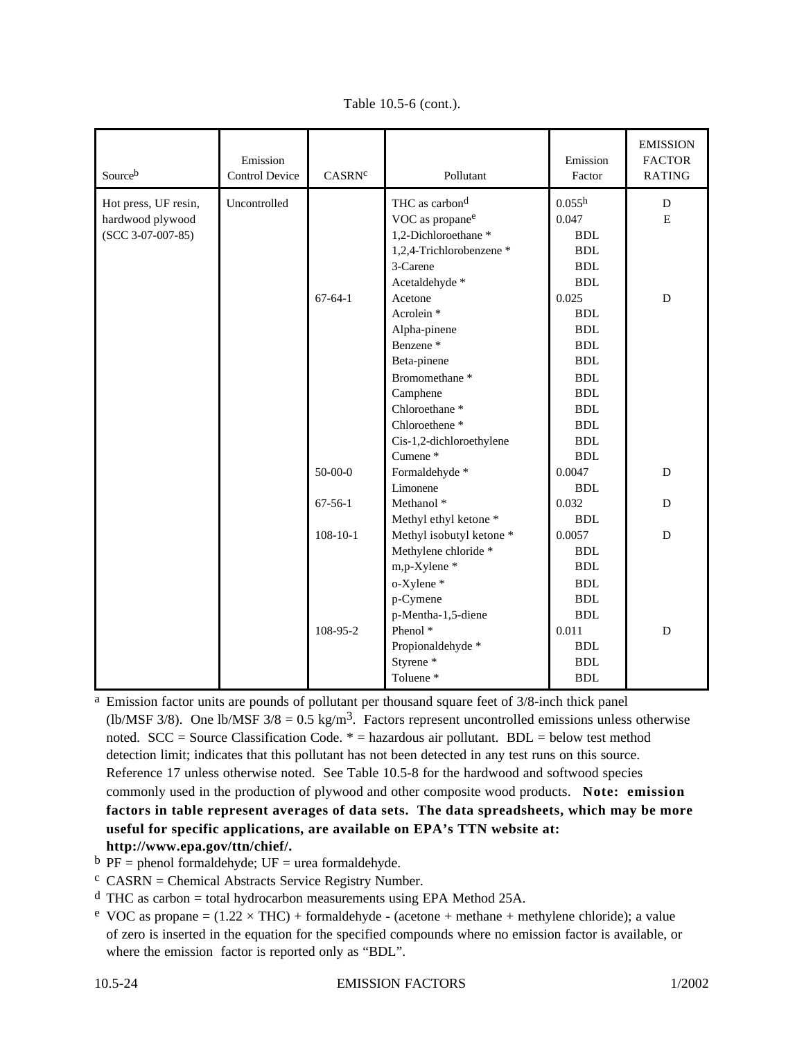Table 10.5-6 (cont.).

| Source[b] | Emission Control Device | CASRN[c] | Pollutant | Emission Factor | EMISSION FACTOR RATING |
|---|---|---|---|---|---|
| Hot press, UF resin, hardwood plywood (SCC 3-07-007-85) | Uncontrolled | | THC as carbon[d] | 0.055[h] | D |
| | | | VOC as propane[e] | 0.047 | E |
| | | | 1,2-Dichloroethane * | BDL | |
| | | | 1,2,4-Trichlorobenzene * | BDL | |
| | | | 3-Carene | BDL | |
| | | | Acetaldehyde * | BDL | |
| | | 67-64-1 | Acetone | 0.025 | D |
| | | | Acrolein * | BDL | |
| | | | Alpha-pinene | BDL | |
| | | | Benzene * | BDL | |
| | | | Beta-pinene | BDL | |
| | | | Bromomethane * | BDL | |
| | | | Camphene | BDL | |
| | | | Chloroethane * | BDL | |
| | | | Chloroethene * | BDL | |
| | | | Cis-1,2-dichloroethylene | BDL | |
| | | | Cumene * | BDL | |
| | | 50-00-0 | Formaldehyde * | 0.0047 | D |
| | | | Limonene | BDL | |
| | | 67-56-1 | Methanol * | 0.032 | D |
| | | | Methyl ethyl ketone * | BDL | |
| | | 108-10-1 | Methyl isobutyl ketone * | 0.0057 | D |
| | | | Methylene chloride * | BDL | |
| | | | m,p-Xylene * | BDL | |
| | | | o-Xylene * | BDL | |
| | | | p-Cymene | BDL | |
| | | | p-Mentha-1,5-diene | BDL | |
| | | 108-95-2 | Phenol * | 0.011 | D |
| | | | Propionaldehyde * | BDL | |
| | | | Styrene * | BDL | |
| | | | Toluene * | BDL | |

[a] Emission factor units are pounds of pollutant per thousand square feet of 3/8-inch thick panel (lb/MSF 3/8). One lb/MSF 3/8 = 0.5 $kg/m^3$. Factors represent uncontrolled emissions unless otherwise noted. SCC = Source Classification Code. * = hazardous air pollutant. BDL = below test method detection limit; indicates that this pollutant has not been detected in any test runs on this source. Reference 17 unless otherwise noted. See Table 10.5-8 for the hardwood and softwood species commonly used in the production of plywood and other composite wood products. **Note: emission factors in table represent averages of data sets. The data spreadsheets, which may be more useful for specific applications, are available on EPA's TTN website at: http://www.epa.gov/ttn/chief/.**

[b] PF = phenol formaldehyde; UF = urea formaldehyde.

[c] CASRN = Chemical Abstracts Service Registry Number.

[d] THC as carbon = total hydrocarbon measurements using EPA Method 25A.

[e] VOC as propane = $(1.22 \times \text{THC})$ + formaldehyde - (acetone + methane + methylene chloride); a value of zero is inserted in the equation for the specified compounds where no emission factor is available, or where the emission factor is reported only as "BDL".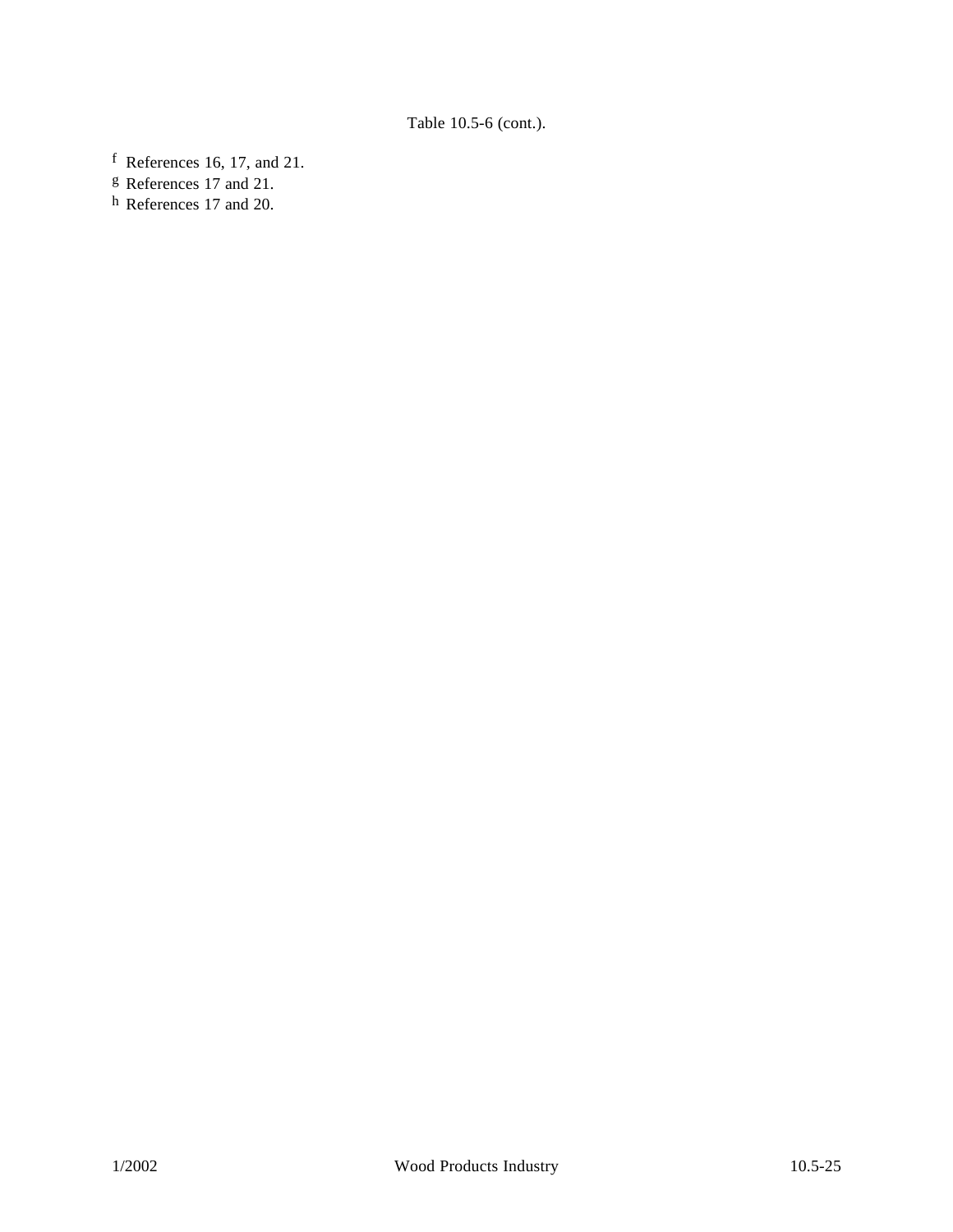Table 10.5-6 (cont.).

[f] References 16, 17, and 21.

[g] References 17 and 21.

[h] References 17 and 20.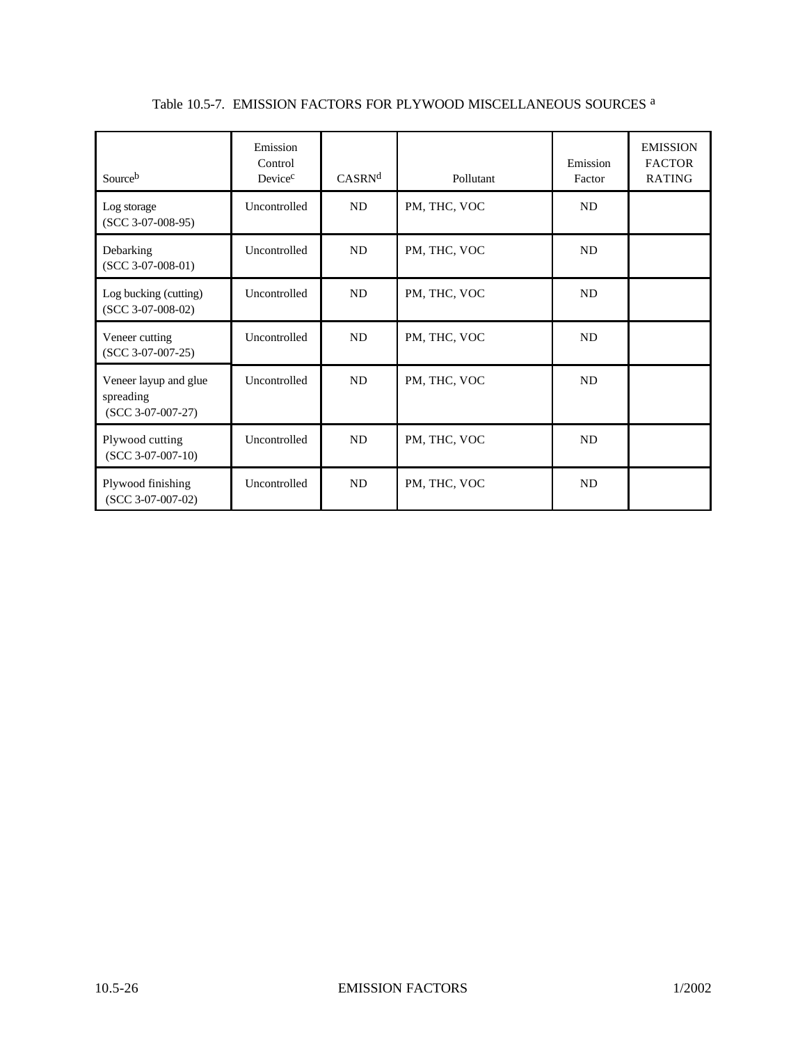Table 10.5-7. EMISSION FACTORS FOR PLYWOOD MISCELLANEOUS SOURCES [a]

| Source[b] | Emission Control Device[c] | CASRN[d] | Pollutant | Emission Factor | EMISSION FACTOR RATING |
|---|---|---|---|---|---|
| Log storage (SCC 3-07-008-95) | Uncontrolled | ND | PM, THC, VOC | ND | |
| Debarking (SCC 3-07-008-01) | Uncontrolled | ND | PM, THC, VOC | ND | |
| Log bucking (cutting) (SCC 3-07-008-02) | Uncontrolled | ND | PM, THC, VOC | ND | |
| Veneer cutting (SCC 3-07-007-25) | Uncontrolled | ND | PM, THC, VOC | ND | |
| Veneer layup and glue spreading (SCC 3-07-007-27) | Uncontrolled | ND | PM, THC, VOC | ND | |
| Plywood cutting (SCC 3-07-007-10) | Uncontrolled | ND | PM, THC, VOC | ND | |
| Plywood finishing (SCC 3-07-007-02) | Uncontrolled | ND | PM, THC, VOC | ND | |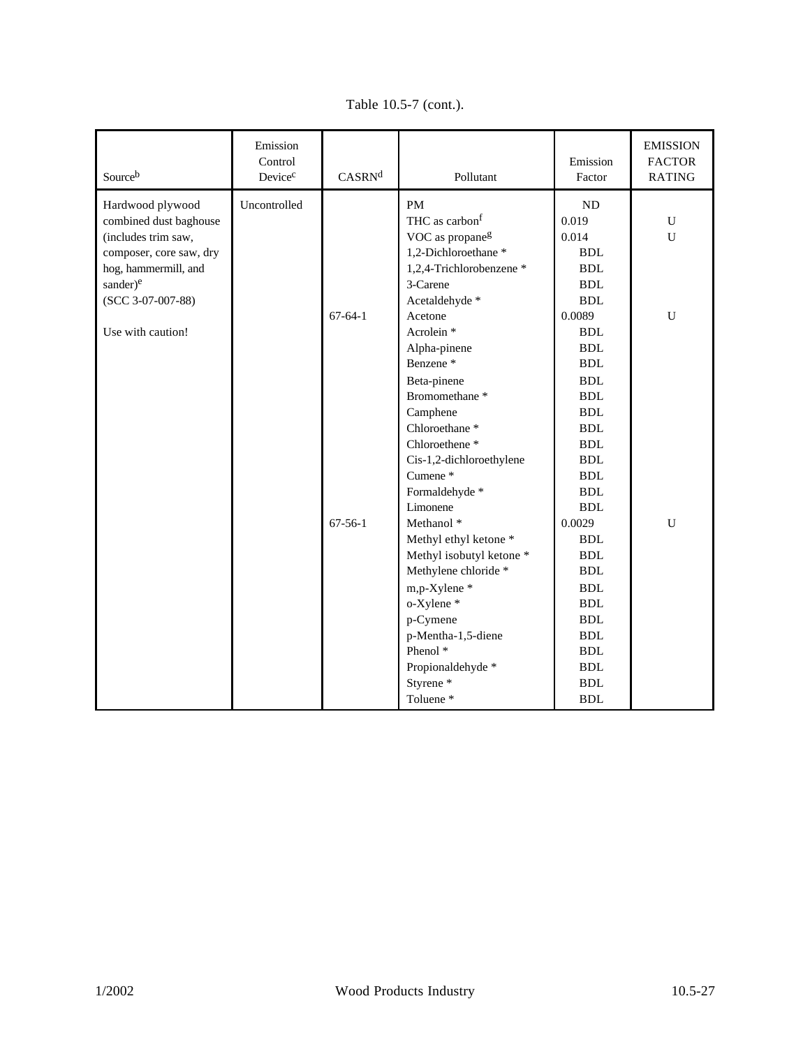Table 10.5-7 (cont.).

| Source[b] | Emission Control Device[c] | CASRN[d] | Pollutant | Emission Factor | EMISSION FACTOR RATING |
|---|---|---|---|---|---|
| Hardwood plywood combined dust baghouse (includes trim saw, composer, core saw, dry hog, hammermill, and sander)[e] (SCC 3-07-007-88) | Uncontrolled | | PM | ND | |
| | | | THC as carbon[f] | 0.019 | U |
| | | | VOC as propane[g] | 0.014 | U |
| | | | 1,2-Dichloroethane * | BDL | |
| | | | 1,2,4-Trichlorobenzene * | BDL | |
| | | | 3-Carene | BDL | |
| | | | Acetaldehyde * | BDL | |
| Use with caution! | | 67-64-1 | Acetone | 0.0089 | U |
| | | | Acrolein * | BDL | |
| | | | Alpha-pinene | BDL | |
| | | | Benzene * | BDL | |
| | | | Beta-pinene | BDL | |
| | | | Bromomethane * | BDL | |
| | | | Camphene | BDL | |
| | | | Chloroethane * | BDL | |
| | | | Chloroethene * | BDL | |
| | | | Cis-1,2-dichloroethylene | BDL | |
| | | | Cumene * | BDL | |
| | | | Formaldehyde * | BDL | |
| | | | Limonene | BDL | |
| | | 67-56-1 | Methanol * | 0.0029 | U |
| | | | Methyl ethyl ketone * | BDL | |
| | | | Methyl isobutyl ketone * | BDL | |
| | | | Methylene chloride * | BDL | |
| | | | m,p-Xylene * | BDL | |
| | | | o-Xylene * | BDL | |
| | | | p-Cymene | BDL | |
| | | | p-Mentha-1,5-diene | BDL | |
| | | | Phenol * | BDL | |
| | | | Propionaldehyde * | BDL | |
| | | | Styrene * | BDL | |
| | | | Toluene * | BDL | |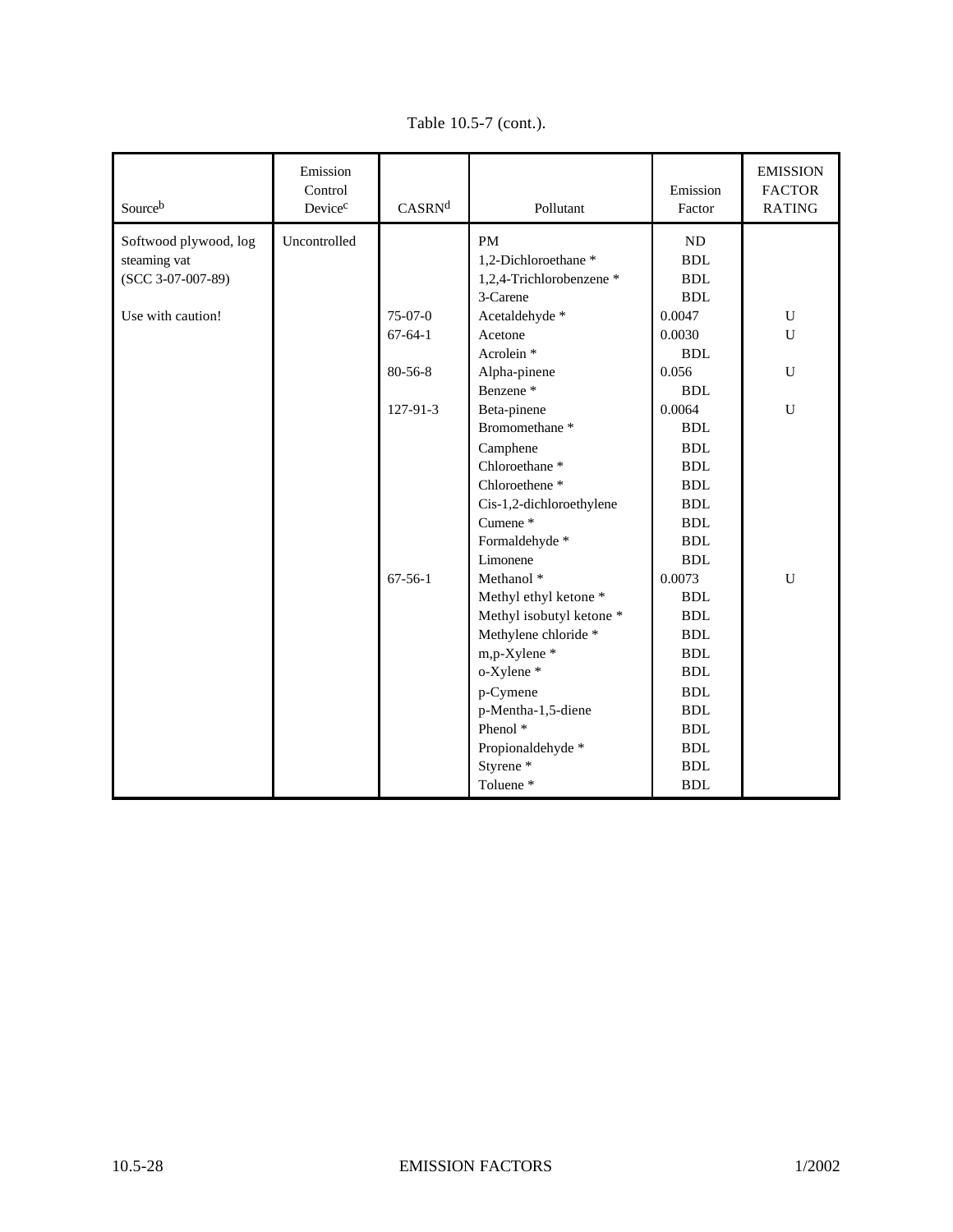Table 10.5-7 (cont.).

| Source[b] | Emission Control Device[c] | CASRN[d] | Pollutant | Emission Factor | EMISSION FACTOR RATING |
|---|---|---|---|---|---|
| Softwood plywood, log steaming vat (SCC 3-07-007-89) | Uncontrolled | | PM | ND | |
| | | | 1,2-Dichloroethane * | BDL | |
| | | | 1,2,4-Trichlorobenzene * | BDL | |
| | | | 3-Carene | BDL | |
| Use with caution! | | 75-07-0 | Acetaldehyde * | 0.0047 | U |
| | | 67-64-1 | Acetone | 0.0030 | U |
| | | | Acrolein * | BDL | |
| | | 80-56-8 | Alpha-pinene | 0.056 | U |
| | | | Benzene * | BDL | |
| | | 127-91-3 | Beta-pinene | 0.0064 | U |
| | | | Bromomethane * | BDL | |
| | | | Camphene | BDL | |
| | | | Chloroethane * | BDL | |
| | | | Chloroethene * | BDL | |
| | | | Cis-1,2-dichloroethylene | BDL | |
| | | | Cumene * | BDL | |
| | | | Formaldehyde * | BDL | |
| | | | Limonene | BDL | |
| | | 67-56-1 | Methanol * | 0.0073 | U |
| | | | Methyl ethyl ketone * | BDL | |
| | | | Methyl isobutyl ketone * | BDL | |
| | | | Methylene chloride * | BDL | |
| | | | m,p-Xylene * | BDL | |
| | | | o-Xylene * | BDL | |
| | | | p-Cymene | BDL | |
| | | | p-Mentha-1,5-diene | BDL | |
| | | | Phenol * | BDL | |
| | | | Propionaldehyde * | BDL | |
| | | | Styrene * | BDL | |
| | | | Toluene * | BDL | |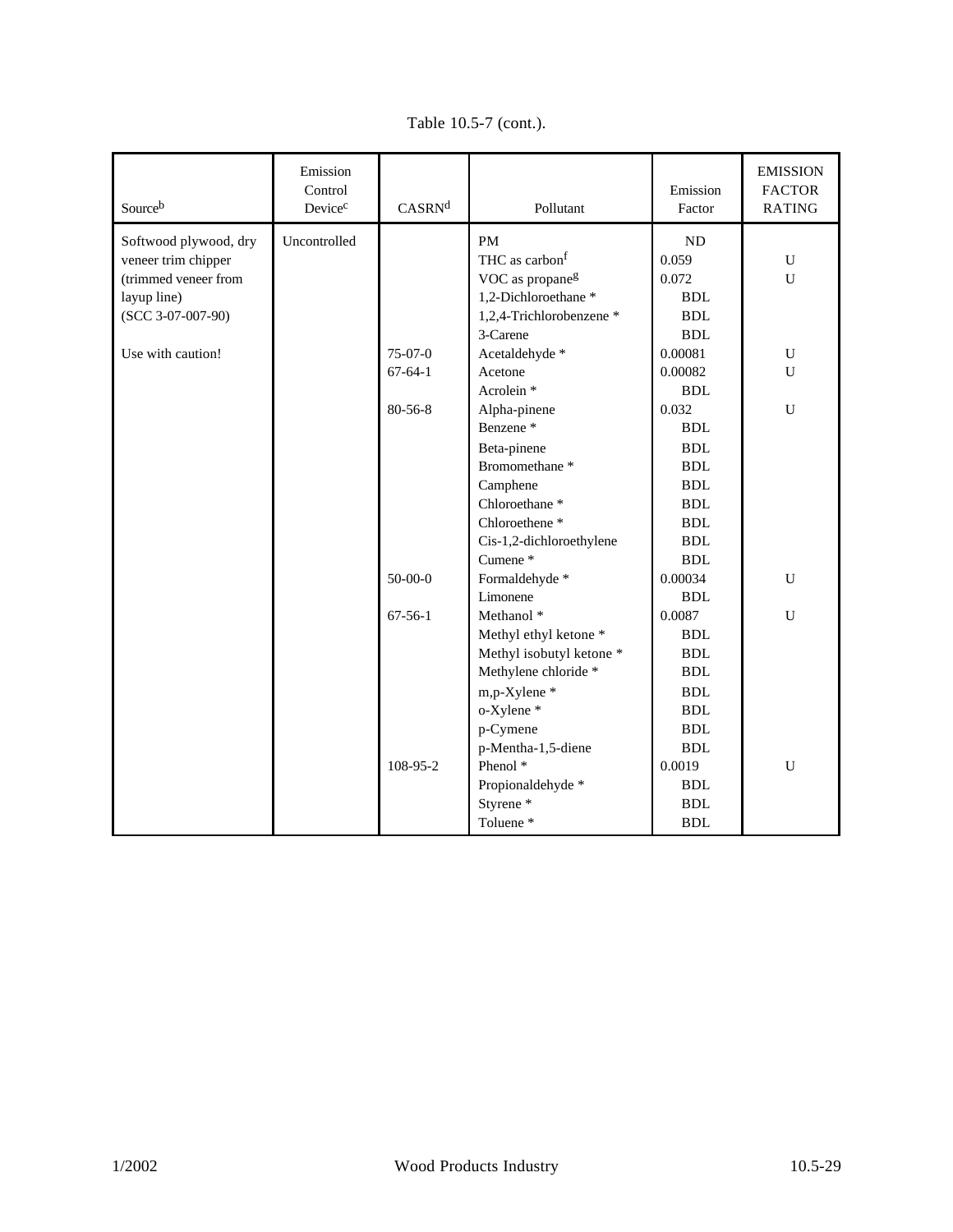Table 10.5-7 (cont.).

| Source[b] | Emission Control Device[c] | CASRN[d] | Pollutant | Emission Factor | EMISSION FACTOR RATING |
|---|---|---|---|---|---|
| Softwood plywood, dry veneer trim chipper (trimmed veneer from layup line) (SCC 3-07-007-90) | Uncontrolled | | PM | ND | |
| | | | THC as carbon[f] | 0.059 | U |
| | | | VOC as propane[g] | 0.072 | U |
| | | | 1,2-Dichloroethane * | BDL | |
| | | | 1,2,4-Trichlorobenzene * | BDL | |
| | | | 3-Carene | BDL | |
| Use with caution! | | 75-07-0 | Acetaldehyde * | 0.00081 | U |
| | | 67-64-1 | Acetone | 0.00082 | U |
| | | | Acrolein * | BDL | |
| | | 80-56-8 | Alpha-pinene | 0.032 | U |
| | | | Benzene * | BDL | |
| | | | Beta-pinene | BDL | |
| | | | Bromomethane * | BDL | |
| | | | Camphene | BDL | |
| | | | Chloroethane * | BDL | |
| | | | Chloroethene * | BDL | |
| | | | Cis-1,2-dichloroethylene | BDL | |
| | | | Cumene * | BDL | |
| | | 50-00-0 | Formaldehyde * | 0.00034 | U |
| | | | Limonene | BDL | |
| | | 67-56-1 | Methanol * | 0.0087 | U |
| | | | Methyl ethyl ketone * | BDL | |
| | | | Methyl isobutyl ketone * | BDL | |
| | | | Methylene chloride * | BDL | |
| | | | m,p-Xylene * | BDL | |
| | | | o-Xylene * | BDL | |
| | | | p-Cymene | BDL | |
| | | | p-Mentha-1,5-diene | BDL | |
| | | 108-95-2 | Phenol * | 0.0019 | U |
| | | | Propionaldehyde * | BDL | |
| | | | Styrene * | BDL | |
| | | | Toluene * | BDL | |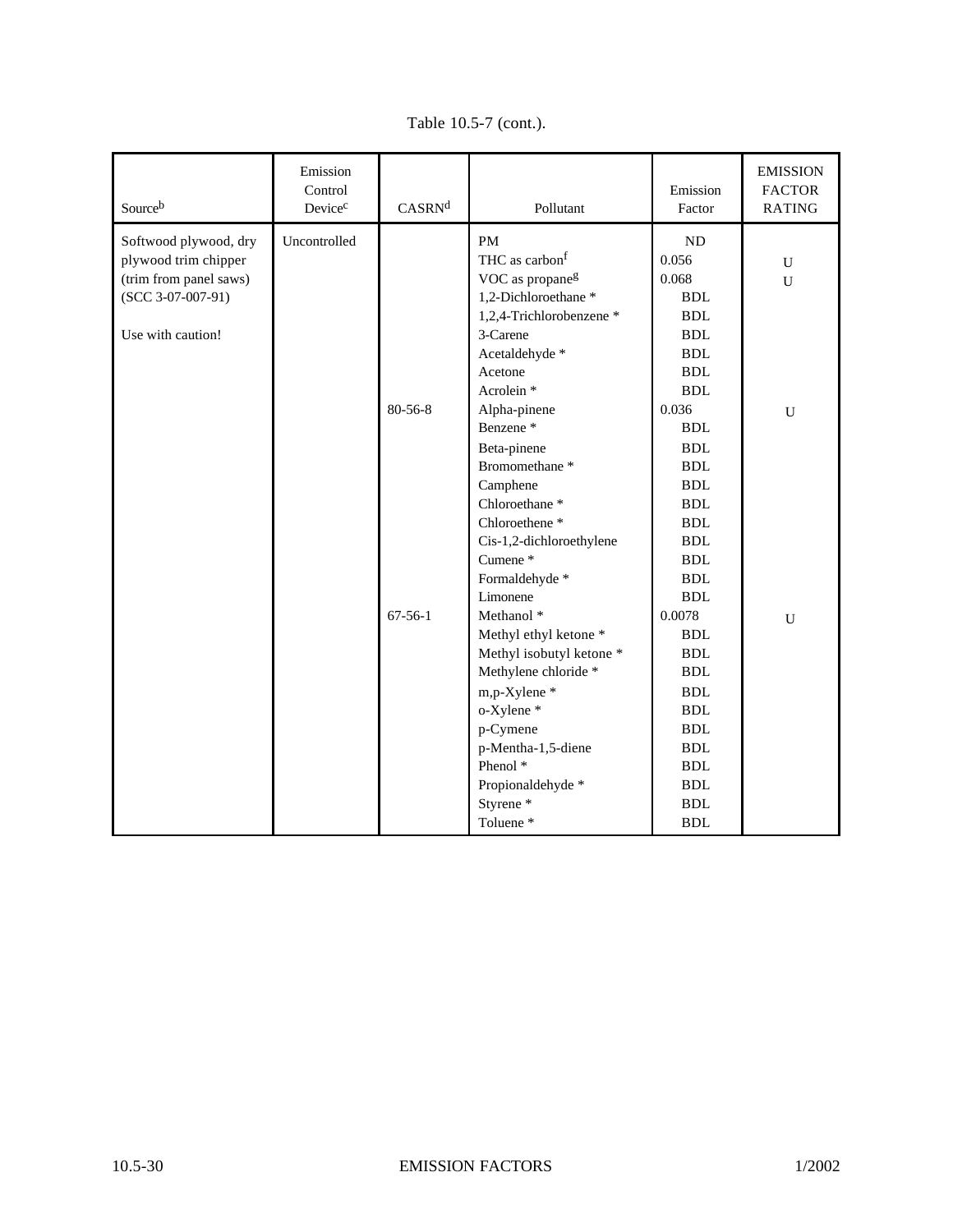Table 10.5-7 (cont.).

| Source[b] | Emission Control Device[c] | CASRN[d] | Pollutant | Emission Factor | EMISSION FACTOR RATING |
|---|---|---|---|---|---|
| Softwood plywood, dry plywood trim chipper (trim from panel saws) (SCC 3-07-007-91) | Uncontrolled | | PM | ND | |
| | | | THC as carbon[f] | 0.056 | U |
| | | | VOC as propane[g] | 0.068 | U |
| | | | 1,2-Dichloroethane * | BDL | |
| | | | 1,2,4-Trichlorobenzene * | BDL | |
| Use with caution! | | | 3-Carene | BDL | |
| | | | Acetaldehyde * | BDL | |
| | | | Acetone | BDL | |
| | | | Acrolein * | BDL | |
| | | 80-56-8 | Alpha-pinene | 0.036 | U |
| | | | Benzene * | BDL | |
| | | | Beta-pinene | BDL | |
| | | | Bromomethane * | BDL | |
| | | | Camphene | BDL | |
| | | | Chloroethane * | BDL | |
| | | | Chloroethene * | BDL | |
| | | | Cis-1,2-dichloroethylene | BDL | |
| | | | Cumene * | BDL | |
| | | | Formaldehyde * | BDL | |
| | | | Limonene | BDL | |
| | | 67-56-1 | Methanol * | 0.0078 | U |
| | | | Methyl ethyl ketone * | BDL | |
| | | | Methyl isobutyl ketone * | BDL | |
| | | | Methylene chloride * | BDL | |
| | | | m,p-Xylene * | BDL | |
| | | | o-Xylene * | BDL | |
| | | | p-Cymene | BDL | |
| | | | p-Mentha-1,5-diene | BDL | |
| | | | Phenol * | BDL | |
| | | | Propionaldehyde * | BDL | |
| | | | Styrene * | BDL | |
| | | | Toluene * | BDL | |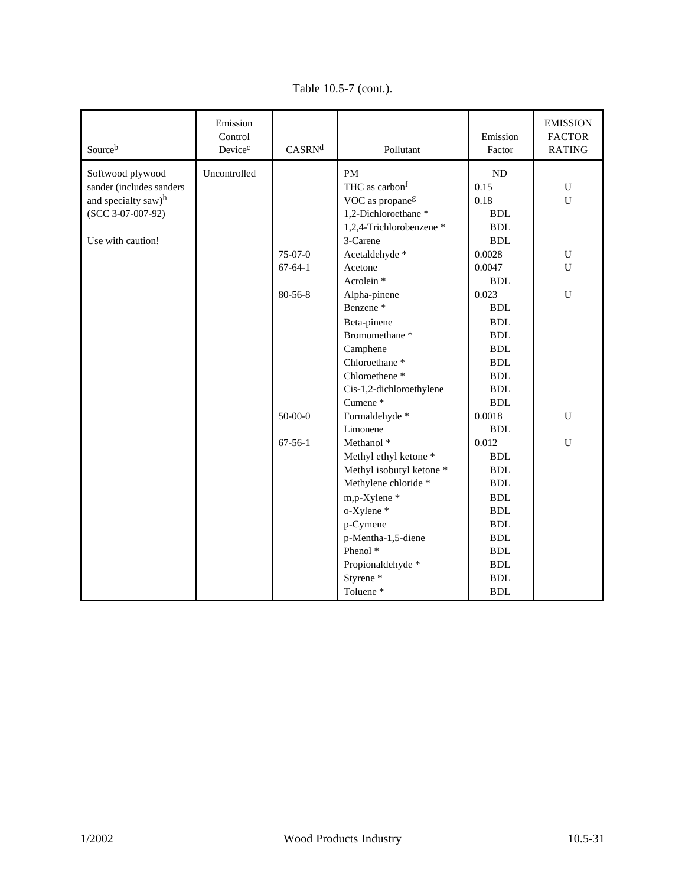Table 10.5-7 (cont.).

| Source[b] | Emission Control Device[c] | CASRN[d] | Pollutant | Emission Factor | EMISSION FACTOR RATING |
|---|---|---|---|---|---|
| Softwood plywood sander (includes sanders and specialty saw)[h] (SCC 3-07-007-92) | Uncontrolled | | PM | ND | |
| | | | THC as carbon[f] | 0.15 | U |
| | | | VOC as propane[g] | 0.18 | U |
| | | | 1,2-Dichloroethane * | BDL | |
| | | | 1,2,4-Trichlorobenzene * | BDL | |
| Use with caution! | | | 3-Carene | BDL | |
| | | 75-07-0 | Acetaldehyde * | 0.0028 | U |
| | | 67-64-1 | Acetone | 0.0047 | U |
| | | | Acrolein * | BDL | |
| | | 80-56-8 | Alpha-pinene | 0.023 | U |
| | | | Benzene * | BDL | |
| | | | Beta-pinene | BDL | |
| | | | Bromomethane * | BDL | |
| | | | Camphene | BDL | |
| | | | Chloroethane * | BDL | |
| | | | Chloroethene * | BDL | |
| | | | Cis-1,2-dichloroethylene | BDL | |
| | | | Cumene * | BDL | |
| | | 50-00-0 | Formaldehyde * | 0.0018 | U |
| | | | Limonene | BDL | |
| | | 67-56-1 | Methanol * | 0.012 | U |
| | | | Methyl ethyl ketone * | BDL | |
| | | | Methyl isobutyl ketone * | BDL | |
| | | | Methylene chloride * | BDL | |
| | | | m,p-Xylene * | BDL | |
| | | | o-Xylene * | BDL | |
| | | | p-Cymene | BDL | |
| | | | p-Mentha-1,5-diene | BDL | |
| | | | Phenol * | BDL | |
| | | | Propionaldehyde * | BDL | |
| | | | Styrene * | BDL | |
| | | | Toluene * | BDL | |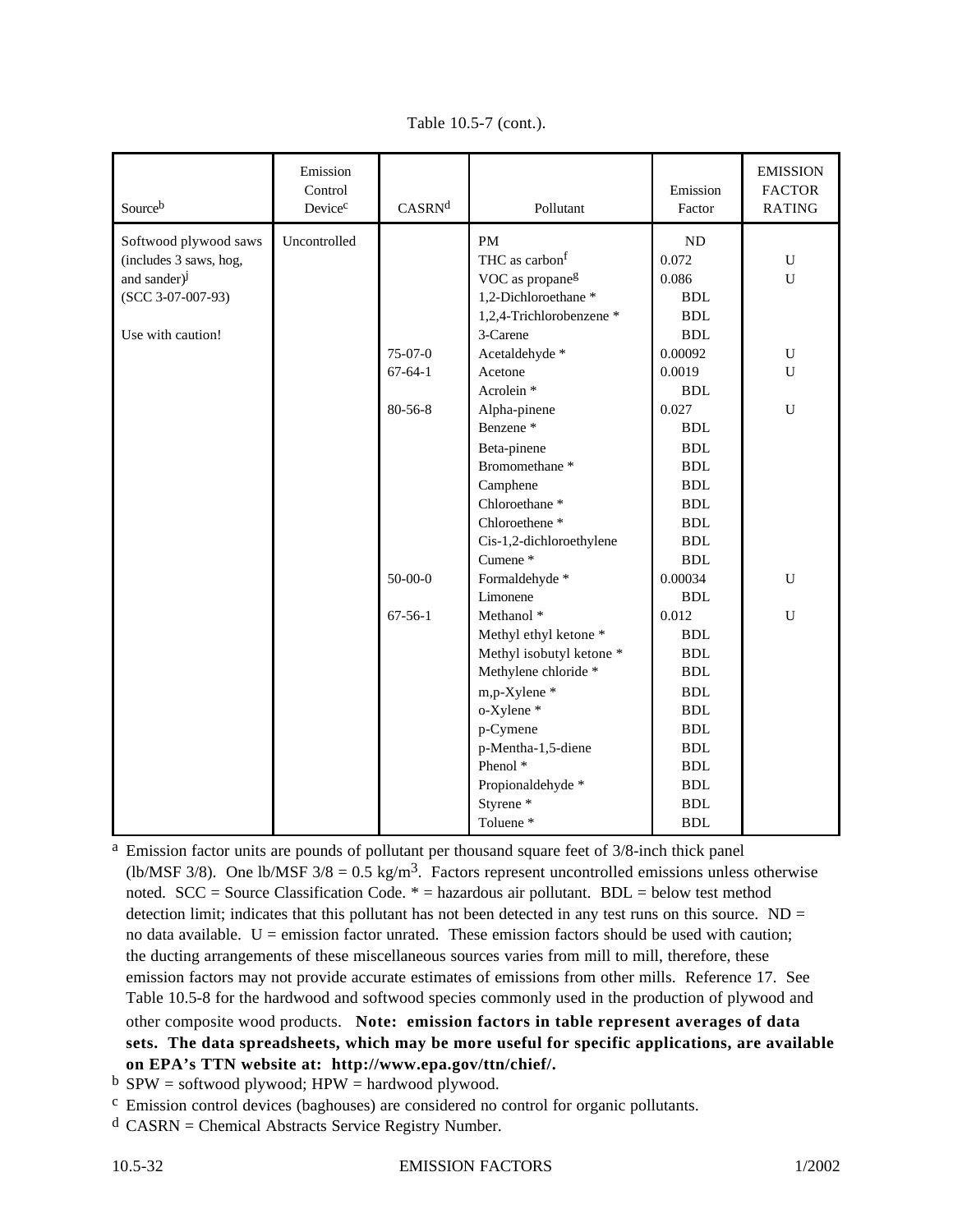Table 10.5-7 (cont.).

| Source[b] | Emission Control Device[c] | CASRN[d] | Pollutant | Emission Factor | EMISSION FACTOR RATING |
|---|---|---|---|---|---|
| Softwood plywood saws (includes 3 saws, hog, and sander)[j] (SCC 3-07-007-93) Use with caution! | Uncontrolled | | PM | ND | |
| | | | THC as carbon[f] | 0.072 | U |
| | | | VOC as propane[g] | 0.086 | U |
| | | | 1,2-Dichloroethane * | BDL | |
| | | | 1,2,4-Trichlorobenzene * | BDL | |
| | | | 3-Carene | BDL | |
| | | 75-07-0 | Acetaldehyde * | 0.00092 | U |
| | | 67-64-1 | Acetone | 0.0019 | U |
| | | | Acrolein * | BDL | |
| | | 80-56-8 | Alpha-pinene | 0.027 | U |
| | | | Benzene * | BDL | |
| | | | Beta-pinene | BDL | |
| | | | Bromomethane * | BDL | |
| | | | Camphene | BDL | |
| | | | Chloroethane * | BDL | |
| | | | Chloroethene * | BDL | |
| | | | Cis-1,2-dichloroethylene | BDL | |
| | | | Cumene * | BDL | |
| | | 50-00-0 | Formaldehyde * | 0.00034 | U |
| | | | Limonene | BDL | |
| | | 67-56-1 | Methanol * | 0.012 | U |
| | | | Methyl ethyl ketone * | BDL | |
| | | | Methyl isobutyl ketone * | BDL | |
| | | | Methylene chloride * | BDL | |
| | | | m,p-Xylene * | BDL | |
| | | | o-Xylene * | BDL | |
| | | | p-Cymene | BDL | |
| | | | p-Mentha-1,5-diene | BDL | |
| | | | Phenol * | BDL | |
| | | | Propionaldehyde * | BDL | |
| | | | Styrene * | BDL | |
| | | | Toluene * | BDL | |

[a] Emission factor units are pounds of pollutant per thousand square feet of 3/8-inch thick panel (lb/MSF 3/8). One lb/MSF 3/8 = 0.5 $kg/m^3$. Factors represent uncontrolled emissions unless otherwise noted. SCC = Source Classification Code. * = hazardous air pollutant. BDL = below test method detection limit; indicates that this pollutant has not been detected in any test runs on this source. ND = no data available. U = emission factor unrated. These emission factors should be used with caution; the ducting arrangements of these miscellaneous sources varies from mill to mill, therefore, these emission factors may not provide accurate estimates of emissions from other mills. Reference 17. See Table 10.5-8 for the hardwood and softwood species commonly used in the production of plywood and other composite wood products. **Note: emission factors in table represent averages of data sets. The data spreadsheets, which may be more useful for specific applications, are available on EPA's TTN website at: http://www.epa.gov/ttn/chief/.**

[b] SPW = softwood plywood; HPW = hardwood plywood.

[c] Emission control devices (baghouses) are considered no control for organic pollutants.

[d] CASRN = Chemical Abstracts Service Registry Number.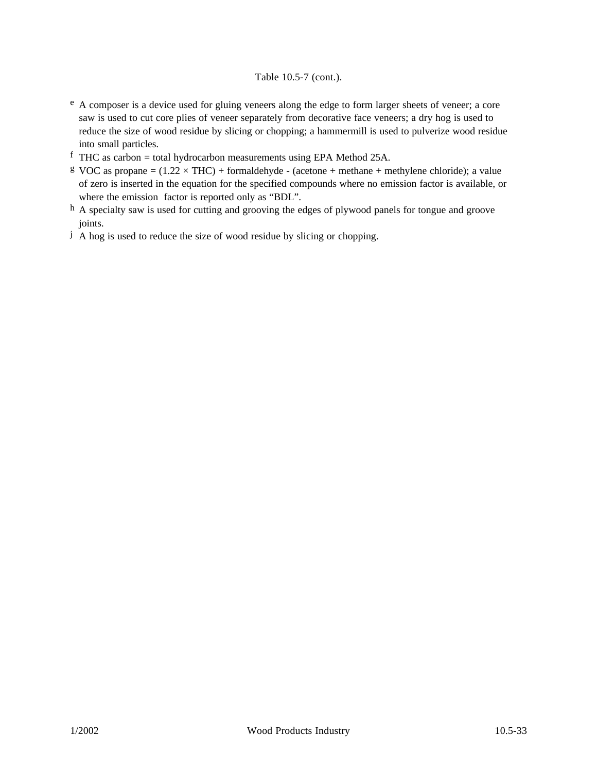Table 10.5-7 (cont.).

[e] A composer is a device used for gluing veneers along the edge to form larger sheets of veneer; a core saw is used to cut core plies of veneer separately from decorative face veneers; a dry hog is used to reduce the size of wood residue by slicing or chopping; a hammermill is used to pulverize wood residue into small particles.

[f] THC as carbon = total hydrocarbon measurements using EPA Method 25A.

[g] VOC as propane = (1.22 × THC) + formaldehyde - (acetone + methane + methylene chloride); a value of zero is inserted in the equation for the specified compounds where no emission factor is available, or where the emission factor is reported only as "BDL".

[h] A specialty saw is used for cutting and grooving the edges of plywood panels for tongue and groove joints.

[j] A hog is used to reduce the size of wood residue by slicing or chopping.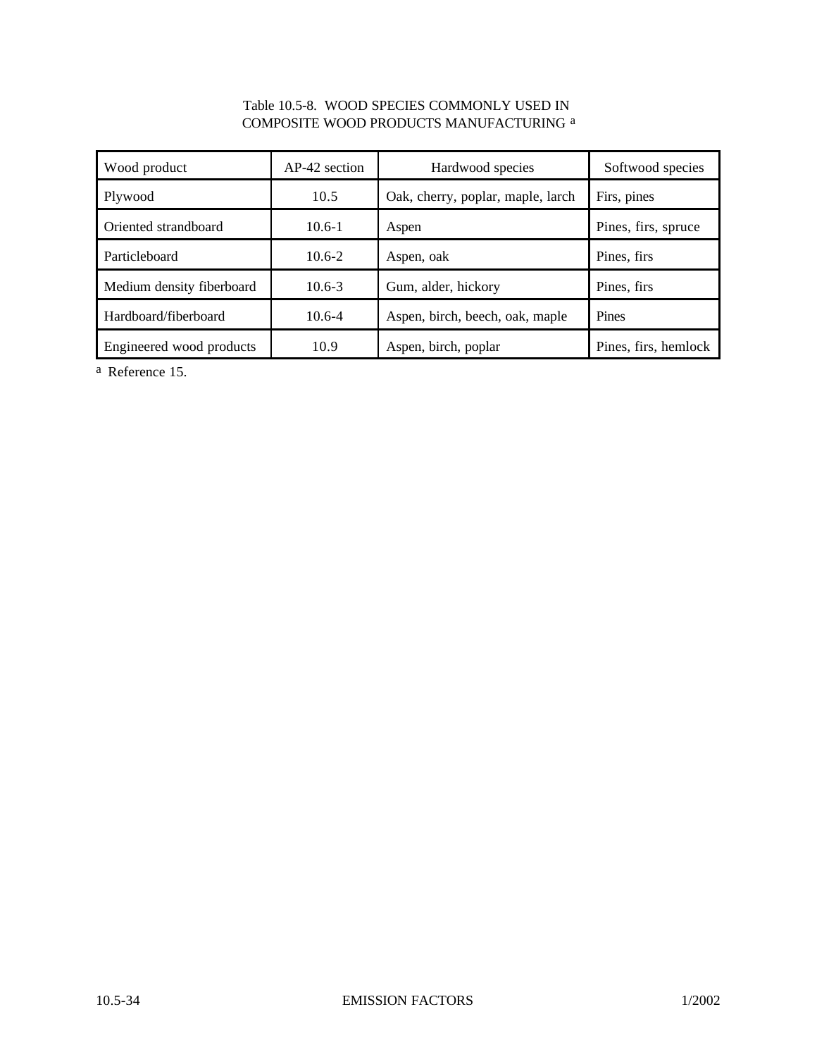Table 10.5-8. WOOD SPECIES COMMONLY USED IN COMPOSITE WOOD PRODUCTS MANUFACTURING [a]

| Wood product | AP-42 section | Hardwood species | Softwood species |
|---|---|---|---|
| Plywood | 10.5 | Oak, cherry, poplar, maple, larch | Firs, pines |
| Oriented strandboard | 10.6-1 | Aspen | Pines, firs, spruce |
| Particleboard | 10.6-2 | Aspen, oak | Pines, firs |
| Medium density fiberboard | 10.6-3 | Gum, alder, hickory | Pines, firs |
| Hardboard/fiberboard | 10.6-4 | Aspen, birch, beech, oak, maple | Pines |
| Engineered wood products | 10.9 | Aspen, birch, poplar | Pines, firs, hemlock |

[a] Reference 15.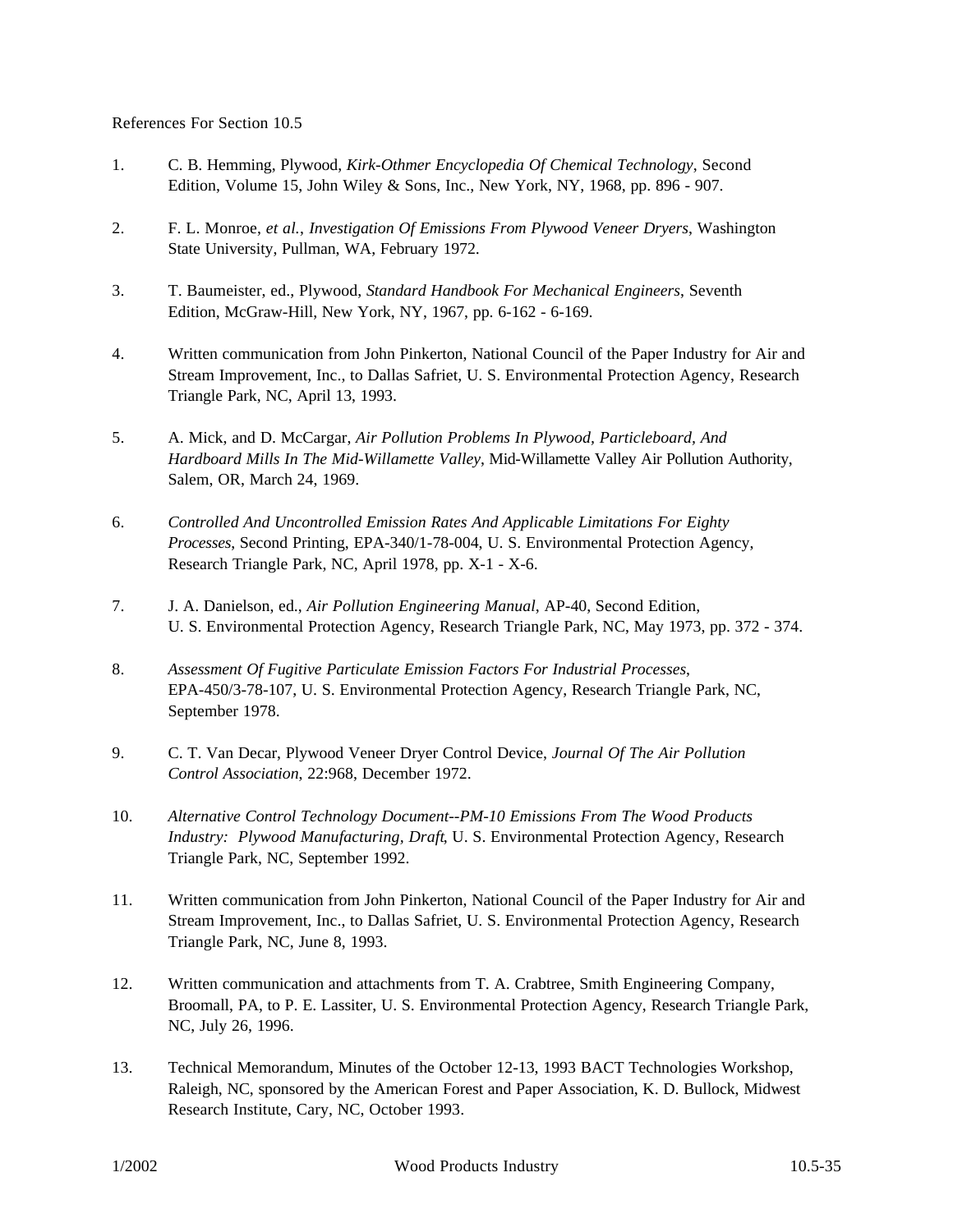References For Section 10.5

1. C. B. Hemming, Plywood, *Kirk-Othmer Encyclopedia Of Chemical Technology*, Second Edition, Volume 15, John Wiley & Sons, Inc., New York, NY, 1968, pp. 896 - 907.

2. F. L. Monroe, *et al.*, *Investigation Of Emissions From Plywood Veneer Dryers*, Washington State University, Pullman, WA, February 1972.

3. T. Baumeister, ed., Plywood, *Standard Handbook For Mechanical Engineers*, Seventh Edition, McGraw-Hill, New York, NY, 1967, pp. 6-162 - 6-169.

4. Written communication from John Pinkerton, National Council of the Paper Industry for Air and Stream Improvement, Inc., to Dallas Safriet, U. S. Environmental Protection Agency, Research Triangle Park, NC, April 13, 1993.

5. A. Mick, and D. McCargar, *Air Pollution Problems In Plywood, Particleboard, And Hardboard Mills In The Mid-Willamette Valley*, Mid-Willamette Valley Air Pollution Authority, Salem, OR, March 24, 1969.

6. *Controlled And Uncontrolled Emission Rates And Applicable Limitations For Eighty Processes*, Second Printing, EPA-340/1-78-004, U. S. Environmental Protection Agency, Research Triangle Park, NC, April 1978, pp. X-1 - X-6.

7. J. A. Danielson, ed., *Air Pollution Engineering Manual*, AP-40, Second Edition, U. S. Environmental Protection Agency, Research Triangle Park, NC, May 1973, pp. 372 - 374.

8. *Assessment Of Fugitive Particulate Emission Factors For Industrial Processes*, EPA-450/3-78-107, U. S. Environmental Protection Agency, Research Triangle Park, NC, September 1978.

9. C. T. Van Decar, Plywood Veneer Dryer Control Device, *Journal Of The Air Pollution Control Association*, 22:968, December 1972.

10. *Alternative Control Technology Document--PM-10 Emissions From The Wood Products Industry: Plywood Manufacturing, Draft*, U. S. Environmental Protection Agency, Research Triangle Park, NC, September 1992.

11. Written communication from John Pinkerton, National Council of the Paper Industry for Air and Stream Improvement, Inc., to Dallas Safriet, U. S. Environmental Protection Agency, Research Triangle Park, NC, June 8, 1993.

12. Written communication and attachments from T. A. Crabtree, Smith Engineering Company, Broomall, PA, to P. E. Lassiter, U. S. Environmental Protection Agency, Research Triangle Park, NC, July 26, 1996.

13. Technical Memorandum, Minutes of the October 12-13, 1993 BACT Technologies Workshop, Raleigh, NC, sponsored by the American Forest and Paper Association, K. D. Bullock, Midwest Research Institute, Cary, NC, October 1993.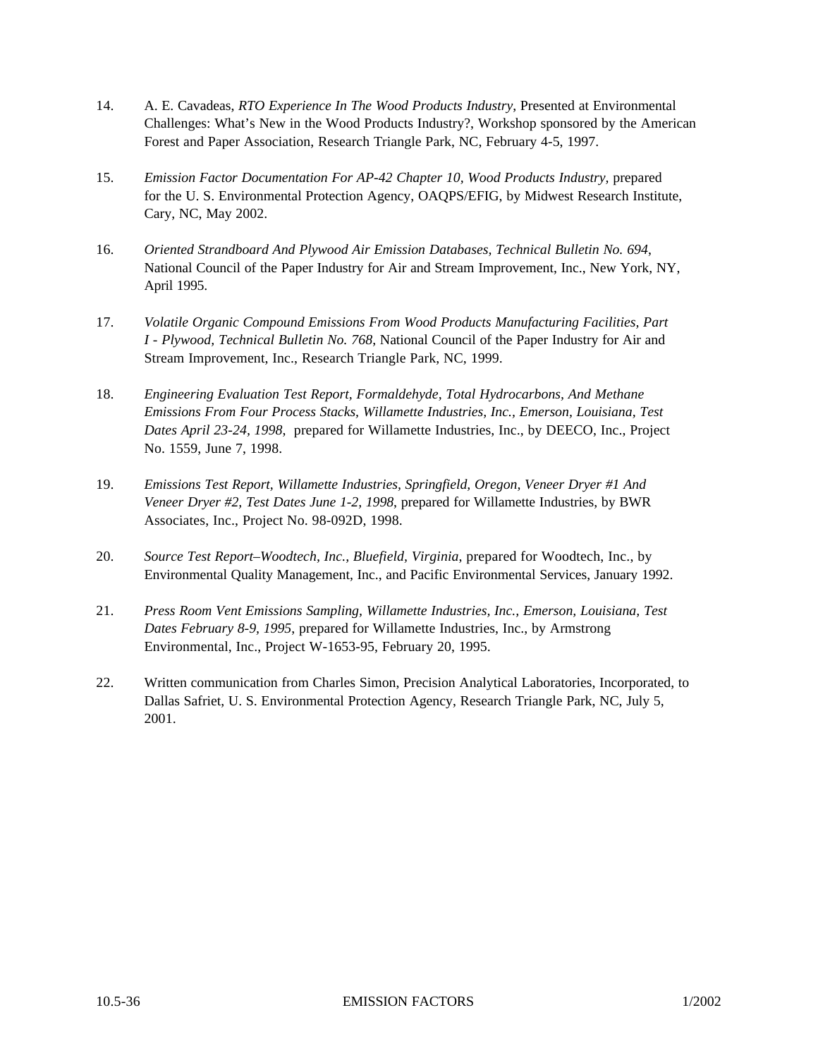14. A. E. Cavadeas, *RTO Experience In The Wood Products Industry*, Presented at Environmental Challenges: What's New in the Wood Products Industry?, Workshop sponsored by the American Forest and Paper Association, Research Triangle Park, NC, February 4-5, 1997.

15. *Emission Factor Documentation For AP-42 Chapter 10, Wood Products Industry*, prepared for the U. S. Environmental Protection Agency, OAQPS/EFIG, by Midwest Research Institute, Cary, NC, May 2002.

16. *Oriented Strandboard And Plywood Air Emission Databases, Technical Bulletin No. 694*, National Council of the Paper Industry for Air and Stream Improvement, Inc., New York, NY, April 1995.

17. *Volatile Organic Compound Emissions From Wood Products Manufacturing Facilities, Part I - Plywood, Technical Bulletin No. 768*, National Council of the Paper Industry for Air and Stream Improvement, Inc., Research Triangle Park, NC, 1999.

18. *Engineering Evaluation Test Report, Formaldehyde, Total Hydrocarbons, And Methane Emissions From Four Process Stacks, Willamette Industries, Inc., Emerson, Louisiana, Test Dates April 23-24, 1998*, prepared for Willamette Industries, Inc., by DEECO, Inc., Project No. 1559, June 7, 1998.

19. *Emissions Test Report, Willamette Industries, Springfield, Oregon, Veneer Dryer #1 And Veneer Dryer #2, Test Dates June 1-2, 1998*, prepared for Willamette Industries, by BWR Associates, Inc., Project No. 98-092D, 1998.

20. *Source Test Report–Woodtech, Inc., Bluefield, Virginia*, prepared for Woodtech, Inc., by Environmental Quality Management, Inc., and Pacific Environmental Services, January 1992.

21. *Press Room Vent Emissions Sampling, Willamette Industries, Inc., Emerson, Louisiana, Test Dates February 8-9, 1995*, prepared for Willamette Industries, Inc., by Armstrong Environmental, Inc., Project W-1653-95, February 20, 1995.

22. Written communication from Charles Simon, Precision Analytical Laboratories, Incorporated, to Dallas Safriet, U. S. Environmental Protection Agency, Research Triangle Park, NC, July 5, 2001.